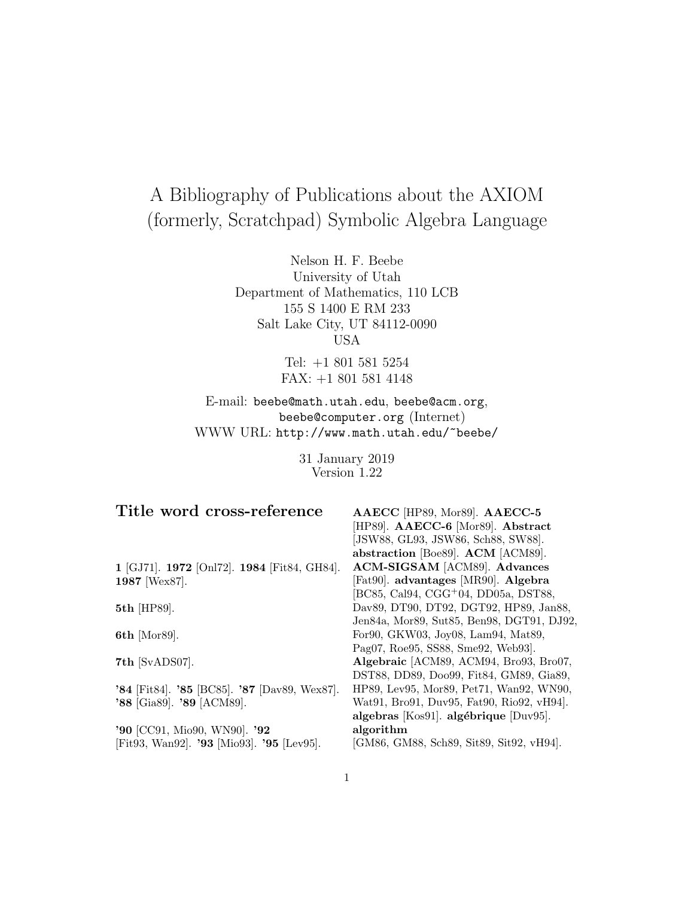# A Bibliography of Publications about the AXIOM (formerly, Scratchpad) Symbolic Algebra Language

Nelson H. F. Beebe
University of Utah
Department of Mathematics, 110 LCB
155 S 1400 E RM 233
Salt Lake City, UT 84112-0090
USA

Tel: +1 801 581 5254
FAX: +1 801 581 4148

E-mail: beebe@math.utah.edu, beebe@acm.org, beebe@computer.org (Internet)
WWW URL: http://www.math.utah.edu/~beebe/

31 January 2019
Version 1.22

## Title word cross-reference

**1** [GJ71]. **1972** [Onl72]. **1984** [Fit84, GH84]. **1987** [Wex87].

**5th** [HP89].

**6th** [Mor89].

**7th** [SvADS07].

**'84** [Fit84]. **'85** [BC85]. **'87** [Dav89, Wex87]. **'88** [Gia89]. **'89** [ACM89].

**'90** [CC91, Mio90, WN90]. **'92** [Fit93, Wan92]. **'93** [Mio93]. **'95** [Lev95].

**AAECC** [HP89, Mor89]. **AAECC-5** [HP89]. **AAECC-6** [Mor89]. **Abstract** [JSW88, GL93, JSW86, Sch88, SW88]. **abstraction** [Boe89]. **ACM** [ACM89]. **ACM-SIGSAM** [ACM89]. **Advances** [Fat90]. **advantages** [MR90]. **Algebra** [BC85, Cal94, CGG+04, DD05a, DST88, Dav89, DT90, DT92, DGT92, HP89, Jan88, Jen84a, Mor89, Sut85, Ben98, DGT91, DJ92, For90, GKW03, Joy08, Lam94, Mat89, Pag07, Roe95, SS88, Sme92, Web93]. **Algebraic** [ACM89, ACM94, Bro93, Bro07, DST88, DD89, Doo99, Fit84, GM89, Gia89, HP89, Lev95, Mor89, Pet71, Wan92, WN90, Wat91, Bro91, Duv95, Fat90, Rio92, vH94]. **algebras** [Kos91]. **algébrique** [Duv95]. **algorithm** [GM86, GM88, Sch89, Sit89, Sit92, vH94].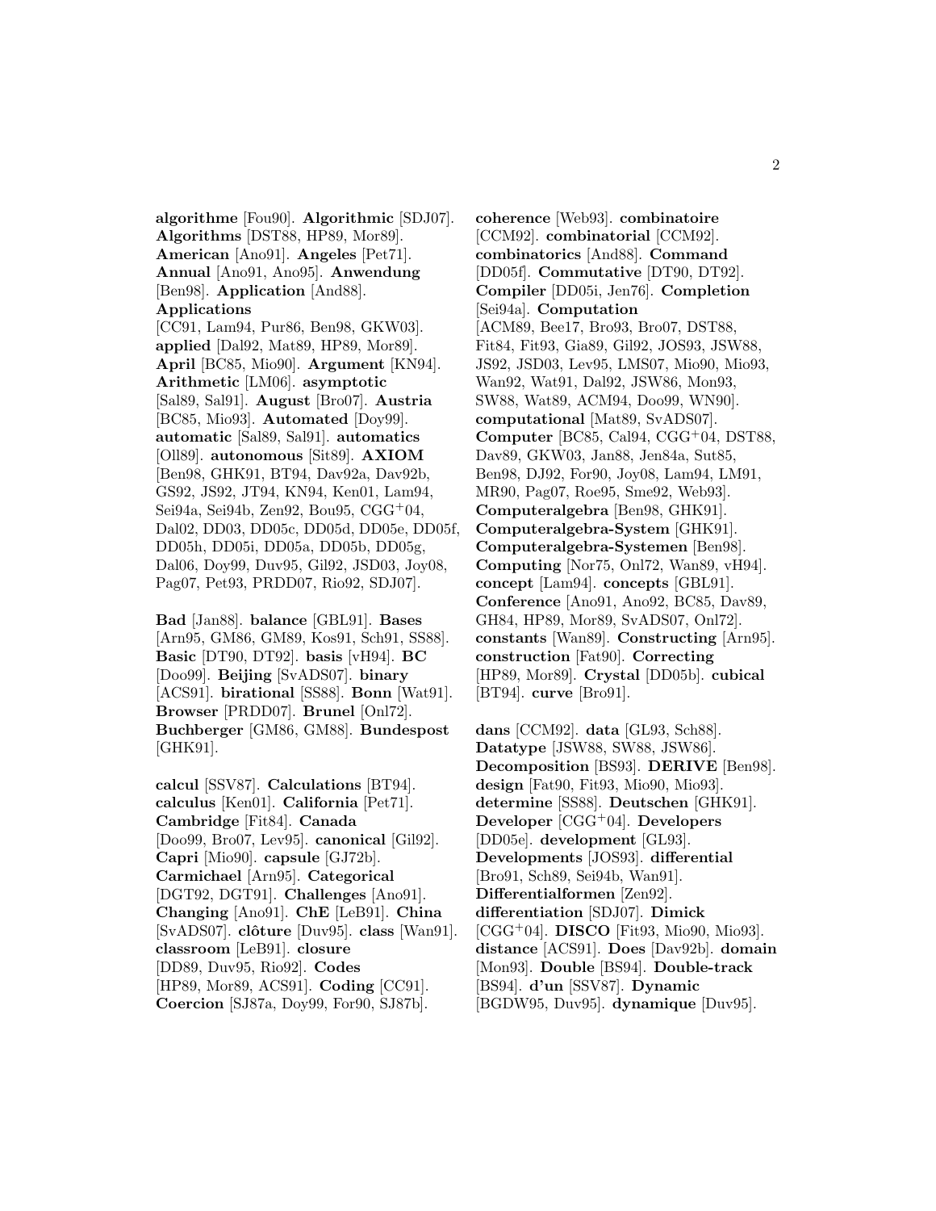**algorithme** [Fou90]. **Algorithmic** [SDJ07]. **Algorithms** [DST88, HP89, Mor89]. **American** [Ano91]. **Angeles** [Pet71]. **Annual** [Ano91, Ano95]. **Anwendung** [Ben98]. **Application** [And88]. **Applications** [CC91, Lam94, Pur86, Ben98, GKW03]. **applied** [Dal92, Mat89, HP89, Mor89]. **April** [BC85, Mio90]. **Argument** [KN94]. **Arithmetic** [LM06]. **asymptotic** [Sal89, Sal91]. **August** [Bro07]. **Austria** [BC85, Mio93]. **Automated** [Doy99]. **automatic** [Sal89, Sal91]. **automatics** [Oll89]. **autonomous** [Sit89]. **AXIOM** [Ben98, GHK91, BT94, Dav92a, Dav92b, GS92, JS92, JT94, KN94, Ken01, Lam94, Sei94a, Sei94b, Zen92, Bou95, CGG$^+$04, Dal02, DD03, DD05c, DD05d, DD05e, DD05f, DD05h, DD05i, DD05a, DD05b, DD05g, Dal06, Doy99, Duv95, Gil92, JSD03, Joy08, Pag07, Pet93, PRDD07, Rio92, SDJ07].

**Bad** [Jan88]. **balance** [GBL91]. **Bases** [Arn95, GM86, GM89, Kos91, Sch91, SS88]. **Basic** [DT90, DT92]. **basis** [vH94]. **BC** [Doo99]. **Beijing** [SvADS07]. **binary** [ACS91]. **birational** [SS88]. **Bonn** [Wat91]. **Browser** [PRDD07]. **Brunel** [Onl72]. **Buchberger** [GM86, GM88]. **Bundespost** [GHK91].

**calcul** [SSV87]. **Calculations** [BT94]. **calculus** [Ken01]. **California** [Pet71]. **Cambridge** [Fit84]. **Canada** [Doo99, Bro07, Lev95]. **canonical** [Gil92]. **Capri** [Mio90]. **capsule** [GJ72b]. **Carmichael** [Arn95]. **Categorical** [DGT92, DGT91]. **Challenges** [Ano91]. **Changing** [Ano91]. **ChE** [LeB91]. **China** [SvADS07]. **clôture** [Duv95]. **class** [Wan91]. **classroom** [LeB91]. **closure** [DD89, Duv95, Rio92]. **Codes** [HP89, Mor89, ACS91]. **Coding** [CC91]. **Coercion** [SJ87a, Doy99, For90, SJ87b].

**coherence** [Web93]. **combinatoire** [CCM92]. **combinatorial** [CCM92]. **combinatorics** [And88]. **Command** [DD05f]. **Commutative** [DT90, DT92]. **Compiler** [DD05i, Jen76]. **Completion** [Sei94a]. **Computation** [ACM89, Bee17, Bro93, Bro07, DST88, Fit84, Fit93, Gia89, Gil92, JOS93, JSW88, JS92, JSD03, Lev95, LMS07, Mio90, Mio93, Wan92, Wat91, Dal92, JSW86, Mon93, SW88, Wat89, ACM94, Doo99, WN90]. **computational** [Mat89, SvADS07]. **Computer** [BC85, Cal94, CGG$^+$04, DST88, Dav89, GKW03, Jan88, Jen84a, Sut85, Ben98, DJ92, For90, Joy08, Lam94, LM91, MR90, Pag07, Roe95, Sme92, Web93]. **Computeralgebra** [Ben98, GHK91]. **Computeralgebra-System** [GHK91]. **Computeralgebra-Systemen** [Ben98]. **Computing** [Nor75, Onl72, Wan89, vH94]. **concept** [Lam94]. **concepts** [GBL91]. **Conference** [Ano91, Ano92, BC85, Dav89, GH84, HP89, Mor89, SvADS07, Onl72]. **constants** [Wan89]. **Constructing** [Arn95]. **construction** [Fat90]. **Correcting** [HP89, Mor89]. **Crystal** [DD05b]. **cubical** [BT94]. **curve** [Bro91].

**dans** [CCM92]. **data** [GL93, Sch88]. **Datatype** [JSW88, SW88, JSW86]. **Decomposition** [BS93]. **DERIVE** [Ben98]. **design** [Fat90, Fit93, Mio90, Mio93]. **determine** [SS88]. **Deutschen** [GHK91]. **Developer** [CGG$^+$04]. **Developers** [DD05e]. **development** [GL93]. **Developments** [JOS93]. **differential** [Bro91, Sch89, Sei94b, Wan91]. **Differentialformen** [Zen92]. **differentiation** [SDJ07]. **Dimick** [CGG$^+$04]. **DISCO** [Fit93, Mio90, Mio93]. **distance** [ACS91]. **Does** [Dav92b]. **domain** [Mon93]. **Double** [BS94]. **Double-track** [BS94]. **d'un** [SSV87]. **Dynamic** [BGDW95, Duv95]. **dynamique** [Duv95].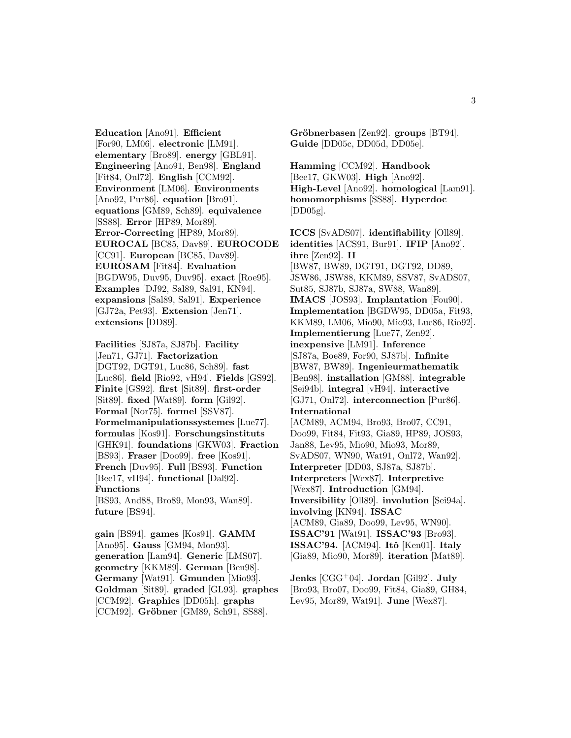**Education** [Ano91]. **Efficient** [For90, LM06]. **electronic** [LM91]. **elementary** [Bro89]. **energy** [GBL91]. **Engineering** [Ano91, Ben98]. **England** [Fit84, Onl72]. **English** [CCM92]. **Environment** [LM06]. **Environments** [Ano92, Pur86]. **equation** [Bro91]. **equations** [GM89, Sch89]. **equivalence** [SS88]. **Error** [HP89, Mor89]. **Error-Correcting** [HP89, Mor89]. **EUROCAL** [BC85, Dav89]. **EUROCODE** [CC91]. **European** [BC85, Dav89]. **EUROSAM** [Fit84]. **Evaluation** [BGDW95, Duv95, Duv95]. **exact** [Roe95]. **Examples** [DJ92, Sal89, Sal91, KN94]. **expansions** [Sal89, Sal91]. **Experience** [GJ72a, Pet93]. **Extension** [Jen71]. **extensions** [DD89].

**Facilities** [SJ87a, SJ87b]. **Facility** [Jen71, GJ71]. **Factorization** [DGT92, DGT91, Luc86, Sch89]. **fast** [Luc86]. **field** [Rio92, vH94]. **Fields** [GS92]. **Finite** [GS92]. **first** [Sit89]. **first-order** [Sit89]. **fixed** [Wat89]. **form** [Gil92]. **Formal** [Nor75]. **formel** [SSV87]. **Formelmanipulationssystemes** [Lue77]. **formulas** [Kos91]. **Forschungsinstituts** [GHK91]. **foundations** [GKW03]. **Fraction** [BS93]. **Fraser** [Doo99]. **free** [Kos91]. **French** [Duv95]. **Full** [BS93]. **Function** [Bee17, vH94]. **functional** [Dal92]. **Functions** [BS93, And88, Bro89, Mon93, Wan89]. **future** [BS94].

**gain** [BS94]. **games** [Kos91]. **GAMM** [Ano95]. **Gauss** [GM94, Mon93]. **generation** [Lam94]. **Generic** [LMS07]. **geometry** [KKM89]. **German** [Ben98]. **Germany** [Wat91]. **Gmunden** [Mio93]. **Goldman** [Sit89]. **graded** [GL93]. **graphes** [CCM92]. **Graphics** [DD05h]. **graphs** [CCM92]. **Gröbner** [GM89, Sch91, SS88]. **Gröbnerbasen** [Zen92]. **groups** [BT94]. **Guide** [DD05c, DD05d, DD05e].

**Hamming** [CCM92]. **Handbook** [Bee17, GKW03]. **High** [Ano92]. **High-Level** [Ano92]. **homological** [Lam91]. **homomorphisms** [SS88]. **Hyperdoc** [DD05g].

**ICCS** [SvADS07]. **identifiability** [Oll89]. **identities** [ACS91, Bur91]. **IFIP** [Ano92]. **ihre** [Zen92]. **II** [BW87, BW89, DGT91, DGT92, DD89, JSW86, JSW88, KKM89, SSV87, SvADS07, Sut85, SJ87b, SJ87a, SW88, Wan89]. **IMACS** [JOS93]. **Implantation** [Fou90]. **Implementation** [BGDW95, DD05a, Fit93, KKM89, LM06, Mio90, Mio93, Luc86, Rio92]. **Implementierung** [Lue77, Zen92]. **inexpensive** [LM91]. **Inference** [SJ87a, Boe89, For90, SJ87b]. **Infinite** [BW87, BW89]. **Ingenieurmathematik** [Ben98]. **installation** [GM88]. **integrable** [Sei94b]. **integral** [vH94]. **interactive** [GJ71, Onl72]. **interconnection** [Pur86]. **International** [ACM89, ACM94, Bro93, Bro07, CC91, Doo99, Fit84, Fit93, Gia89, HP89, JOS93, Jan88, Lev95, Mio90, Mio93, Mor89, SvADS07, WN90, Wat91, Onl72, Wan92]. **Interpreter** [DD03, SJ87a, SJ87b]. **Interpreters** [Wex87]. **Interpretive** [Wex87]. **Introduction** [GM94]. **Inversibility** [Oll89]. **involution** [Sei94a]. **involving** [KN94]. **ISSAC** [ACM89, Gia89, Doo99, Lev95, WN90]. **ISSAC'91** [Wat91]. **ISSAC'93** [Bro93]. **ISSAC'94.** [ACM94]. **Itô** [Ken01]. **Italy** [Gia89, Mio90, Mor89]. **iteration** [Mat89].

**Jenks** [CGG+04]. **Jordan** [Gil92]. **July** [Bro93, Bro07, Doo99, Fit84, Gia89, GH84, Lev95, Mor89, Wat91]. **June** [Wex87].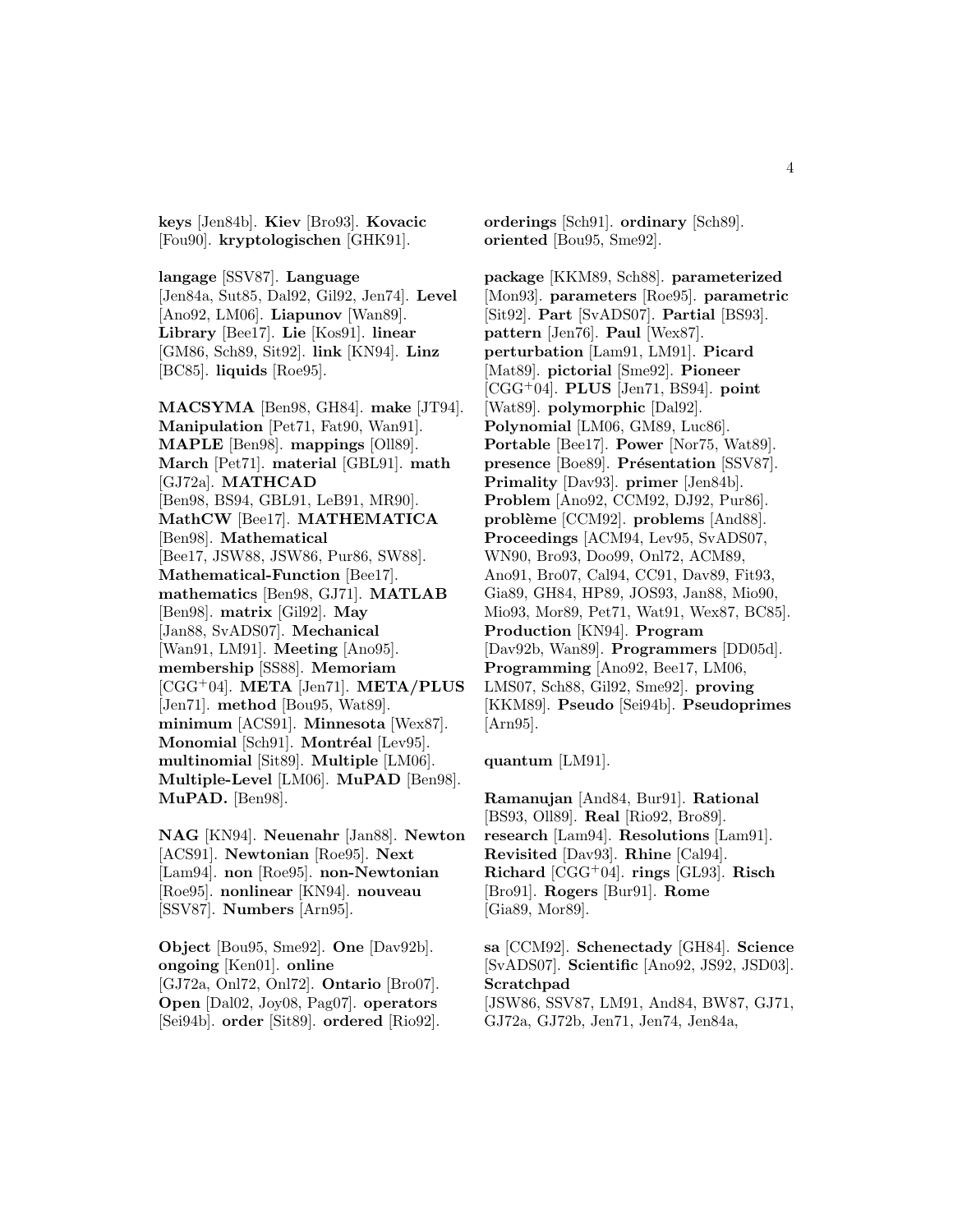**keys** [Jen84b]. **Kiev** [Bro93]. **Kovacic** [Fou90]. **kryptologischen** [GHK91].

**langage** [SSV87]. **Language** [Jen84a, Sut85, Dal92, Gil92, Jen74]. **Level** [Ano92, LM06]. **Liapunov** [Wan89]. **Library** [Bee17]. **Lie** [Kos91]. **linear** [GM86, Sch89, Sit92]. **link** [KN94]. **Linz** [BC85]. **liquids** [Roe95].

**MACSYMA** [Ben98, GH84]. **make** [JT94]. **Manipulation** [Pet71, Fat90, Wan91]. **MAPLE** [Ben98]. **mappings** [Oll89]. **March** [Pet71]. **material** [GBL91]. **math** [GJ72a]. **MATHCAD** [Ben98, BS94, GBL91, LeB91, MR90]. **MathCW** [Bee17]. **MATHEMATICA** [Ben98]. **Mathematical** [Bee17, JSW88, JSW86, Pur86, SW88]. **Mathematical-Function** [Bee17]. **mathematics** [Ben98, GJ71]. **MATLAB** [Ben98]. **matrix** [Gil92]. **May** [Jan88, SvADS07]. **Mechanical** [Wan91, LM91]. **Meeting** [Ano95]. **membership** [SS88]. **Memoriam** [CGG+04]. **META** [Jen71]. **META/PLUS** [Jen71]. **method** [Bou95, Wat89]. **minimum** [ACS91]. **Minnesota** [Wex87]. **Monomial** [Sch91]. **Montréal** [Lev95]. **multinomial** [Sit89]. **Multiple** [LM06]. **Multiple-Level** [LM06]. **MuPAD** [Ben98]. **MuPAD.** [Ben98].

**NAG** [KN94]. **Neuenahr** [Jan88]. **Newton** [ACS91]. **Newtonian** [Roe95]. **Next** [Lam94]. **non** [Roe95]. **non-Newtonian** [Roe95]. **nonlinear** [KN94]. **nouveau** [SSV87]. **Numbers** [Arn95].

**Object** [Bou95, Sme92]. **One** [Dav92b]. **ongoing** [Ken01]. **online** [GJ72a, Onl72, Onl72]. **Ontario** [Bro07]. **Open** [Dal02, Joy08, Pag07]. **operators** [Sei94b]. **order** [Sit89]. **ordered** [Rio92]. **orderings** [Sch91]. **ordinary** [Sch89]. **oriented** [Bou95, Sme92].

**package** [KKM89, Sch88]. **parameterized** [Mon93]. **parameters** [Roe95]. **parametric** [Sit92]. **Part** [SvADS07]. **Partial** [BS93]. **pattern** [Jen76]. **Paul** [Wex87]. **perturbation** [Lam91, LM91]. **Picard** [Mat89]. **pictorial** [Sme92]. **Pioneer** [CGG+04]. **PLUS** [Jen71, BS94]. **point** [Wat89]. **polymorphic** [Dal92]. **Polynomial** [LM06, GM89, Luc86]. **Portable** [Bee17]. **Power** [Nor75, Wat89]. **presence** [Boe89]. **Présentation** [SSV87]. **Primality** [Dav93]. **primer** [Jen84b]. **Problem** [Ano92, CCM92, DJ92, Pur86]. **problème** [CCM92]. **problems** [And88]. **Proceedings** [ACM94, Lev95, SvADS07, WN90, Bro93, Doo99, Onl72, ACM89, Ano91, Bro07, Cal94, CC91, Dav89, Fit93, Gia89, GH84, HP89, JOS93, Jan88, Mio90, Mio93, Mor89, Pet71, Wat91, Wex87, BC85]. **Production** [KN94]. **Program** [Dav92b, Wan89]. **Programmers** [DD05d]. **Programming** [Ano92, Bee17, LM06, LMS07, Sch88, Gil92, Sme92]. **proving** [KKM89]. **Pseudo** [Sei94b]. **Pseudoprimes** [Arn95].

**quantum** [LM91].

**Ramanujan** [And84, Bur91]. **Rational** [BS93, Oll89]. **Real** [Rio92, Bro89]. **research** [Lam94]. **Resolutions** [Lam91]. **Revisited** [Dav93]. **Rhine** [Cal94]. **Richard** [CGG+04]. **rings** [GL93]. **Risch** [Bro91]. **Rogers** [Bur91]. **Rome** [Gia89, Mor89].

**sa** [CCM92]. **Schenectady** [GH84]. **Science** [SvADS07]. **Scientific** [Ano92, JS92, JSD03]. **Scratchpad** [JSW86, SSV87, LM91, And84, BW87, GJ71, GJ72a, GJ72b, Jen71, Jen74, Jen84a,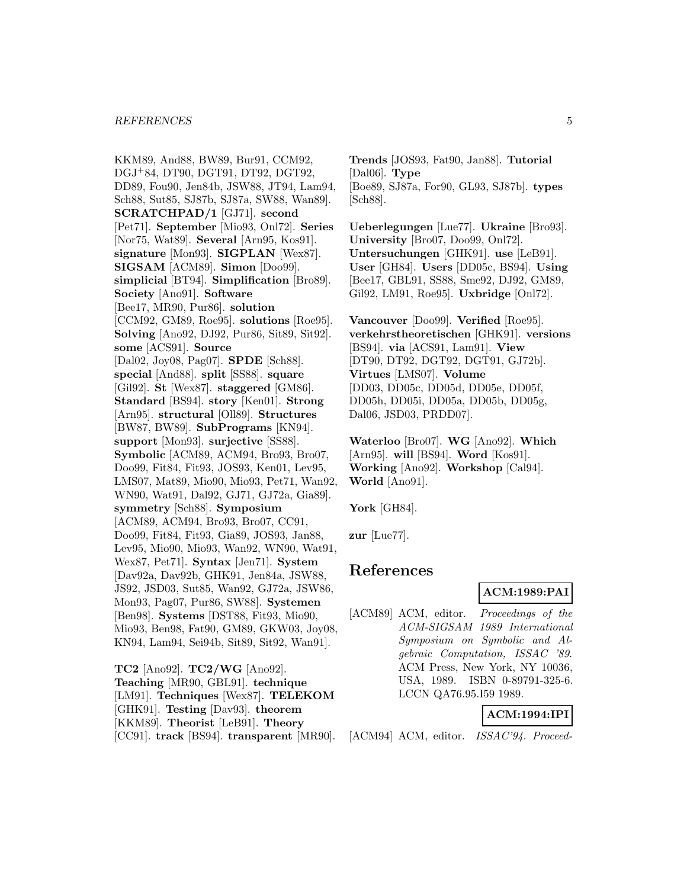KKM89, And88, BW89, Bur91, CCM92, DGJ+84, DT90, DGT91, DT92, DGT92, DD89, Fou90, Jen84b, JSW88, JT94, Lam94, Sch88, Sut85, SJ87b, SJ87a, SW88, Wan89]. **SCRATCHPAD/1** [GJ71]. **second** [Pet71]. **September** [Mio93, Onl72]. **Series** [Nor75, Wat89]. **Several** [Arn95, Kos91]. **signature** [Mon93]. **SIGPLAN** [Wex87]. **SIGSAM** [ACM89]. **Simon** [Doo99]. **simplicial** [BT94]. **Simplification** [Bro89]. **Society** [Ano91]. **Software** [Bee17, MR90, Pur86]. **solution** [CCM92, GM89, Roe95]. **solutions** [Roe95]. **Solving** [Ano92, DJ92, Pur86, Sit89, Sit92]. **some** [ACS91]. **Source** [Dal02, Joy08, Pag07]. **SPDE** [Sch88]. **special** [And88]. **split** [SS88]. **square** [Gil92]. **St** [Wex87]. **staggered** [GM86]. **Standard** [BS94]. **story** [Ken01]. **Strong** [Arn95]. **structural** [Oll89]. **Structures** [BW87, BW89]. **SubPrograms** [KN94]. **support** [Mon93]. **surjective** [SS88]. **Symbolic** [ACM89, ACM94, Bro93, Bro07, Doo99, Fit84, Fit93, JOS93, Ken01, Lev95, LMS07, Mat89, Mio90, Mio93, Pet71, Wan92, WN90, Wat91, Dal92, GJ71, GJ72a, Gia89]. **symmetry** [Sch88]. **Symposium** [ACM89, ACM94, Bro93, Bro07, CC91, Doo99, Fit84, Fit93, Gia89, JOS93, Jan88, Lev95, Mio90, Mio93, Wan92, WN90, Wat91, Wex87, Pet71]. **Syntax** [Jen71]. **System** [Dav92a, Dav92b, GHK91, Jen84a, JSW88, JS92, JSD03, Sut85, Wan92, GJ72a, JSW86, Mon93, Pag07, Pur86, SW88]. **Systemen** [Ben98]. **Systems** [DST88, Fit93, Mio90, Mio93, Ben98, Fat90, GM89, GKW03, Joy08, KN94, Lam94, Sei94b, Sit89, Sit92, Wan91].

**TC2** [Ano92]. **TC2/WG** [Ano92]. **Teaching** [MR90, GBL91]. **technique** [LM91]. **Techniques** [Wex87]. **TELEKOM** [GHK91]. **Testing** [Dav93]. **theorem** [KKM89]. **Theorist** [LeB91]. **Theory** [CC91]. **track** [BS94]. **transparent** [MR90]. **Trends** [JOS93, Fat90, Jan88]. **Tutorial** [Dal06]. **Type** [Boe89, SJ87a, For90, GL93, SJ87b]. **types** [Sch88].

**Ueberlegungen** [Lue77]. **Ukraine** [Bro93]. **University** [Bro07, Doo99, Onl72]. **Untersuchungen** [GHK91]. **use** [LeB91]. **User** [GH84]. **Users** [DD05c, BS94]. **Using** [Bee17, GBL91, SS88, Sme92, DJ92, GM89, Gil92, LM91, Roe95]. **Uxbridge** [Onl72].

**Vancouver** [Doo99]. **Verified** [Roe95]. **verkehrstheoretischen** [GHK91]. **versions** [BS94]. **via** [ACS91, Lam91]. **View** [DT90, DT92, DGT92, DGT91, GJ72b]. **Virtues** [LMS07]. **Volume** [DD03, DD05c, DD05d, DD05e, DD05f, DD05h, DD05i, DD05a, DD05b, DD05g, Dal06, JSD03, PRDD07].

**Waterloo** [Bro07]. **WG** [Ano92]. **Which** [Arn95]. **will** [BS94]. **Word** [Kos91]. **Working** [Ano92]. **Workshop** [Cal94]. **World** [Ano91].

**York** [GH84].

**zur** [Lue77].

# References

**ACM:1989:PAI**

[ACM89] ACM, editor. *Proceedings of the ACM-SIGSAM 1989 International Symposium on Symbolic and Algebraic Computation, ISSAC '89*. ACM Press, New York, NY 10036, USA, 1989. ISBN 0-89791-325-6. LCCN QA76.95.I59 1989.

**ACM:1994:IPI**

[ACM94] ACM, editor. *ISSAC'94. Proceed-*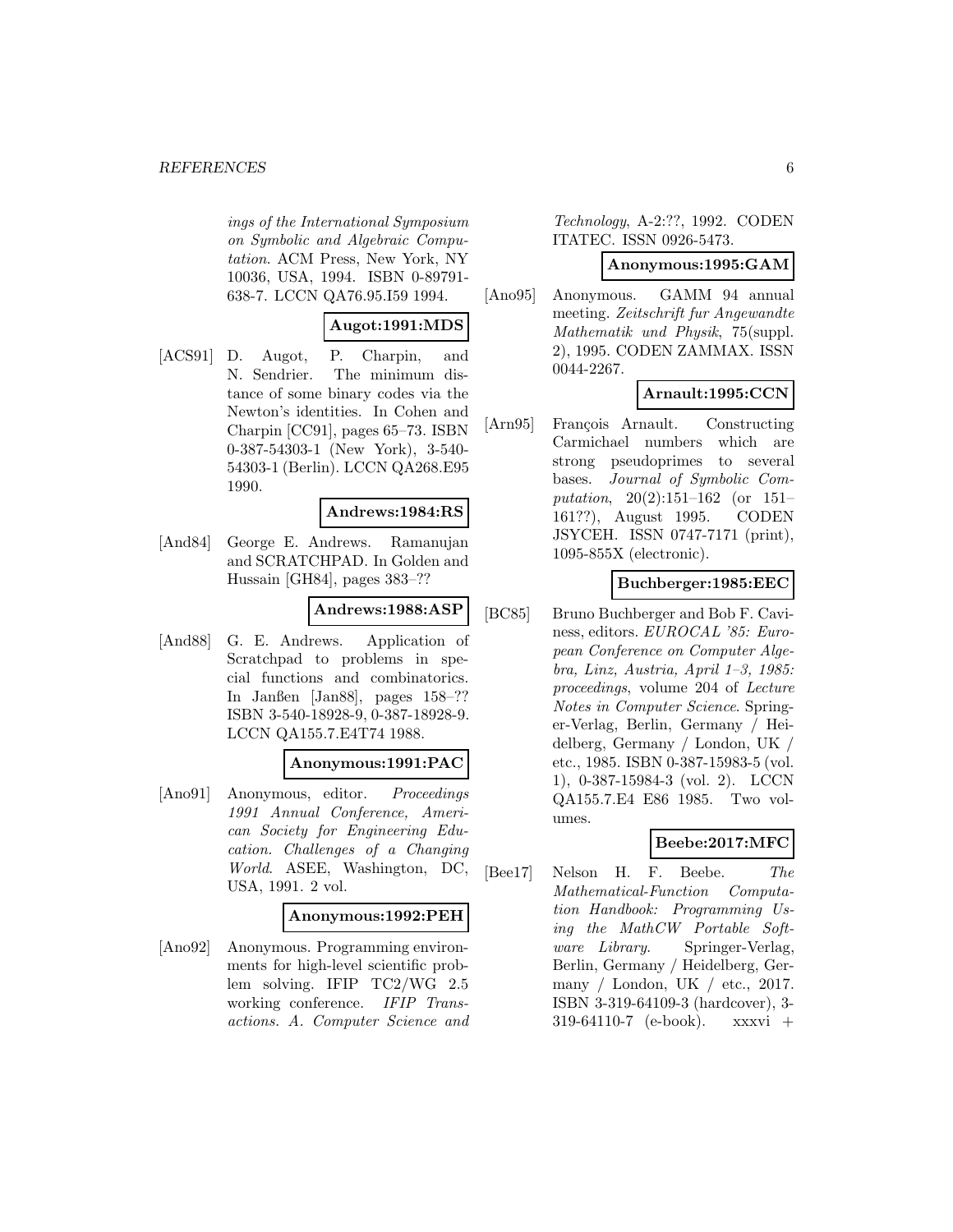ings of the International Symposium on Symbolic and Algebraic Computation*. ACM Press, New York, NY 10036, USA, 1994. ISBN 0-89791-638-7. LCCN QA76.95.I59 1994.

**Augot:1991:MDS**

[ACS91] D. Augot, P. Charpin, and N. Sendrier. The minimum distance of some binary codes via the Newton's identities. In Cohen and Charpin [CC91], pages 65–73. ISBN 0-387-54303-1 (New York), 3-540-54303-1 (Berlin). LCCN QA268.E95 1990.

**Andrews:1984:RS**

[And84] George E. Andrews. Ramanujan and SCRATCHPAD. In Golden and Hussain [GH84], pages 383–??

**Andrews:1988:ASP**

[And88] G. E. Andrews. Application of Scratchpad to problems in special functions and combinatorics. In Janßen [Jan88], pages 158–?? ISBN 3-540-18928-9, 0-387-18928-9. LCCN QA155.7.E4T74 1988.

**Anonymous:1991:PAC**

[Ano91] Anonymous, editor. *Proceedings 1991 Annual Conference, American Society for Engineering Education. Challenges of a Changing World*. ASEE, Washington, DC, USA, 1991. 2 vol.

**Anonymous:1992:PEH**

[Ano92] Anonymous. Programming environments for high-level scientific problem solving. IFIP TC2/WG 2.5 working conference. *IFIP Transactions. A. Computer Science and Technology*, A-2:??, 1992. CODEN ITATEC. ISSN 0926-5473.

**Anonymous:1995:GAM**

[Ano95] Anonymous. GAMM 94 annual meeting. *Zeitschrift fur Angewandte Mathematik und Physik*, 75(suppl. 2), 1995. CODEN ZAMMAX. ISSN 0044-2267.

**Arnault:1995:CCN**

[Arn95] François Arnault. Constructing Carmichael numbers which are strong pseudoprimes to several bases. *Journal of Symbolic Computation*, 20(2):151–162 (or 151–161??), August 1995. CODEN JSYCEH. ISSN 0747-7171 (print), 1095-855X (electronic).

**Buchberger:1985:EEC**

[BC85] Bruno Buchberger and Bob F. Caviness, editors. *EUROCAL '85: European Conference on Computer Algebra, Linz, Austria, April 1–3, 1985: proceedings*, volume 204 of *Lecture Notes in Computer Science*. Springer-Verlag, Berlin, Germany / Heidelberg, Germany / London, UK / etc., 1985. ISBN 0-387-15983-5 (vol. 1), 0-387-15984-3 (vol. 2). LCCN QA155.7.E4 E86 1985. Two volumes.

**Beebe:2017:MFC**

[Bee17] Nelson H. F. Beebe. *The Mathematical-Function Computation Handbook: Programming Using the MathCW Portable Software Library*. Springer-Verlag, Berlin, Germany / Heidelberg, Germany / London, UK / etc., 2017. ISBN 3-319-64109-3 (hardcover), 3-319-64110-7 (e-book). xxxvi +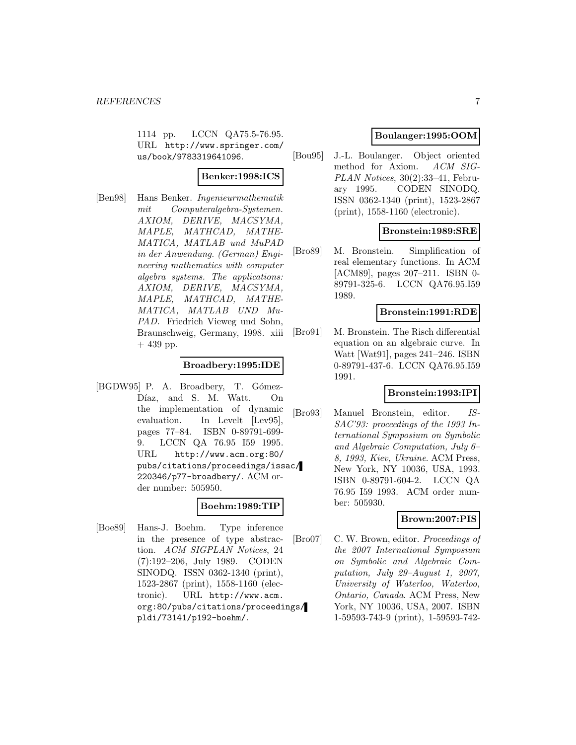1114 pp. LCCN QA75.5-76.95. URL http://www.springer.com/us/book/9783319641096.

**Benker:1998:ICS**

[Ben98] Hans Benker. *Ingenieurmathematik mit Computeralgebra-Systemen. AXIOM, DERIVE, MACSYMA, MAPLE, MATHCAD, MATHEMATICA, MATLAB und MuPAD in der Anwendung. (German) Engineering mathematics with computer algebra systems. The applications: AXIOM, DERIVE, MACSYMA, MAPLE, MATHCAD, MATHEMATICA, MATLAB UND MuPAD.* Friedrich Vieweg und Sohn, Braunschweig, Germany, 1998. xiii + 439 pp.

**Broadbery:1995:IDE**

[BGDW95] P. A. Broadbery, T. Gómez-Díaz, and S. M. Watt. On the implementation of dynamic evaluation. In Levelt [Lev95], pages 77–84. ISBN 0-89791-699-9. LCCN QA 76.95 I59 1995. URL http://www.acm.org:80/pubs/citations/proceedings/issac/220346/p77-broadbery/. ACM order number: 505950.

**Boehm:1989:TIP**

[Boe89] Hans-J. Boehm. Type inference in the presence of type abstraction. *ACM SIGPLAN Notices*, 24 (7):192–206, July 1989. CODEN SINODQ. ISSN 0362-1340 (print), 1523-2867 (print), 1558-1160 (electronic). URL http://www.acm.org:80/pubs/citations/proceedings/pldi/73141/p192-boehm/.

**Boulanger:1995:OOM**

[Bou95] J.-L. Boulanger. Object oriented method for Axiom. *ACM SIGPLAN Notices*, 30(2):33–41, February 1995. CODEN SINODQ. ISSN 0362-1340 (print), 1523-2867 (print), 1558-1160 (electronic).

**Bronstein:1989:SRE**

[Bro89] M. Bronstein. Simplification of real elementary functions. In ACM [ACM89], pages 207–211. ISBN 0-89791-325-6. LCCN QA76.95.I59 1989.

**Bronstein:1991:RDE**

[Bro91] M. Bronstein. The Risch differential equation on an algebraic curve. In Watt [Wat91], pages 241–246. ISBN 0-89791-437-6. LCCN QA76.95.I59 1991.

**Bronstein:1993:IPI**

[Bro93] Manuel Bronstein, editor. *ISSAC'93: proceedings of the 1993 International Symposium on Symbolic and Algebraic Computation, July 6–8, 1993, Kiev, Ukraine*. ACM Press, New York, NY 10036, USA, 1993. ISBN 0-89791-604-2. LCCN QA 76.95 I59 1993. ACM order number: 505930.

**Brown:2007:PIS**

[Bro07] C. W. Brown, editor. *Proceedings of the 2007 International Symposium on Symbolic and Algebraic Computation, July 29–August 1, 2007, University of Waterloo, Waterloo, Ontario, Canada*. ACM Press, New York, NY 10036, USA, 2007. ISBN 1-59593-743-9 (print), 1-59593-742-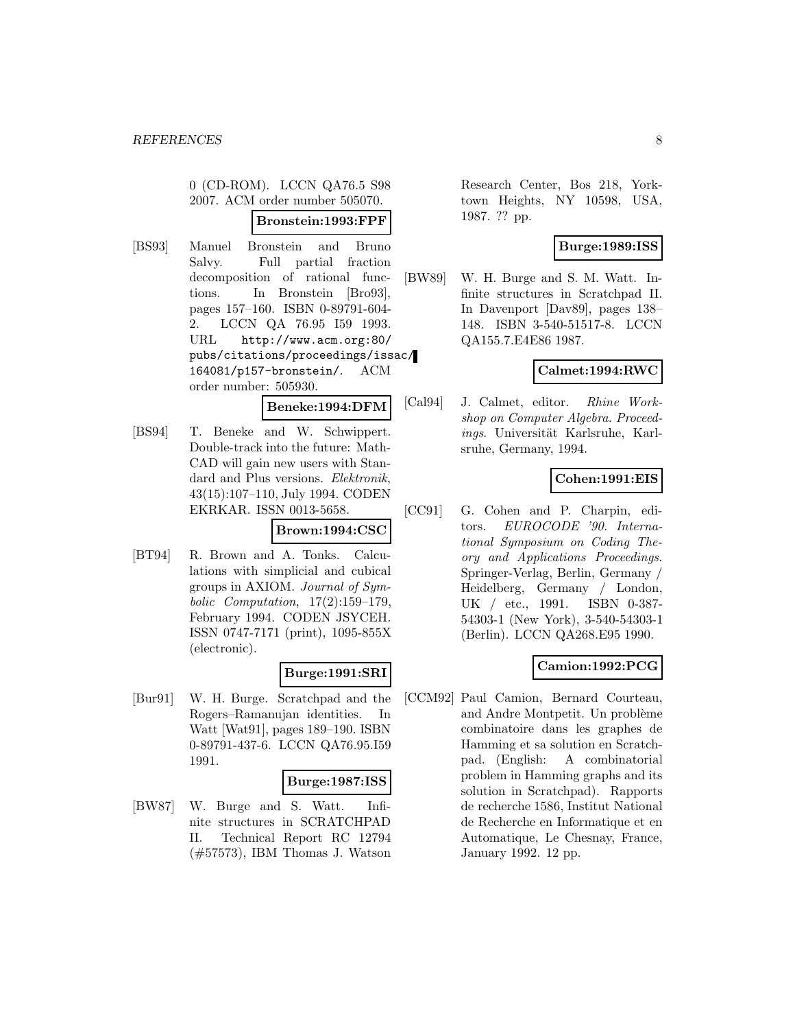0 (CD-ROM). LCCN QA76.5 S98 2007. ACM order number 505070.

**Bronstein:1993:FPF**

[BS93] Manuel Bronstein and Bruno Salvy. Full partial fraction decomposition of rational functions. In Bronstein [Bro93], pages 157–160. ISBN 0-89791-604-2. LCCN QA 76.95 I59 1993. URL `http://www.acm.org:80/pubs/citations/proceedings/issac/164081/p157-bronstein/`. ACM order number: 505930.

**Beneke:1994:DFM**

[BS94] T. Beneke and W. Schwippert. Double-track into the future: MathCAD will gain new users with Standard and Plus versions. *Elektronik*, 43(15):107–110, July 1994. CODEN EKRKAR. ISSN 0013-5658.

**Brown:1994:CSC**

[BT94] R. Brown and A. Tonks. Calculations with simplicial and cubical groups in AXIOM. *Journal of Symbolic Computation*, 17(2):159–179, February 1994. CODEN JSYCEH. ISSN 0747-7171 (print), 1095-855X (electronic).

**Burge:1991:SRI**

[Bur91] W. H. Burge. Scratchpad and the Rogers–Ramanujan identities. In Watt [Wat91], pages 189–190. ISBN 0-89791-437-6. LCCN QA76.95.I59 1991.

**Burge:1987:ISS**

[BW87] W. Burge and S. Watt. Infinite structures in SCRATCHPAD II. Technical Report RC 12794 (#57573), IBM Thomas J. Watson Research Center, Bos 218, Yorktown Heights, NY 10598, USA, 1987. ?? pp.

**Burge:1989:ISS**

[BW89] W. H. Burge and S. M. Watt. Infinite structures in Scratchpad II. In Davenport [Dav89], pages 138–148. ISBN 3-540-51517-8. LCCN QA155.7.E4E86 1987.

**Calmet:1994:RWC**

[Cal94] J. Calmet, editor. *Rhine Workshop on Computer Algebra. Proceedings*. Universität Karlsruhe, Karlsruhe, Germany, 1994.

**Cohen:1991:EIS**

[CC91] G. Cohen and P. Charpin, editors. *EUROCODE '90. International Symposium on Coding Theory and Applications Proceedings*. Springer-Verlag, Berlin, Germany / Heidelberg, Germany / London, UK / etc., 1991. ISBN 0-387-54303-1 (New York), 3-540-54303-1 (Berlin). LCCN QA268.E95 1990.

**Camion:1992:PCG**

[CCM92] Paul Camion, Bernard Courteau, and Andre Montpetit. Un problème combinatoire dans les graphes de Hamming et sa solution en Scratchpad. (English: A combinatorial problem in Hamming graphs and its solution in Scratchpad). Rapports de recherche 1586, Institut National de Recherche en Informatique et en Automatique, Le Chesnay, France, January 1992. 12 pp.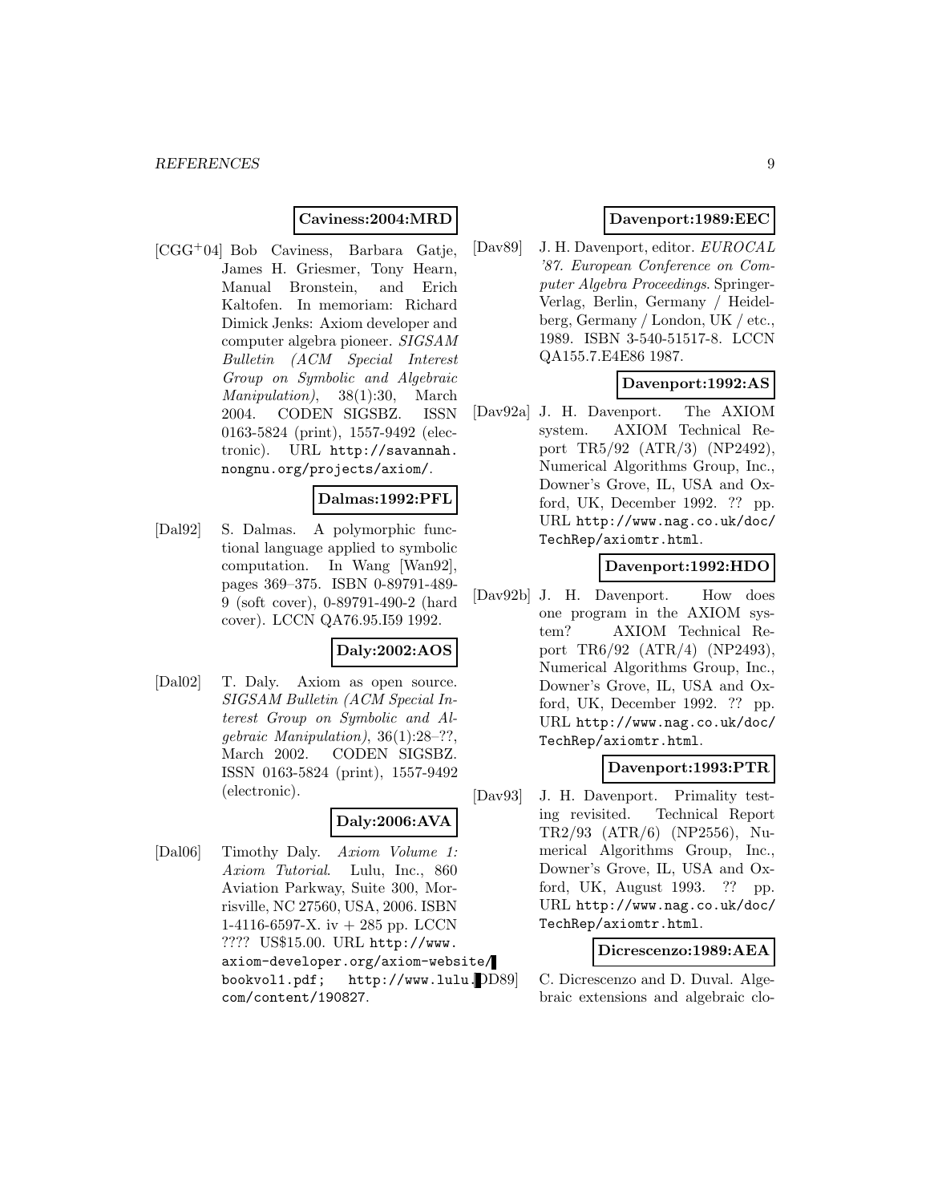**Caviness:2004:MRD**

[CGG+04] Bob Caviness, Barbara Gatje, James H. Griesmer, Tony Hearn, Manual Bronstein, and Erich Kaltofen. In memoriam: Richard Dimick Jenks: Axiom developer and computer algebra pioneer. *SIGSAM Bulletin (ACM Special Interest Group on Symbolic and Algebraic Manipulation)*, 38(1):30, March 2004. CODEN SIGSBZ. ISSN 0163-5824 (print), 1557-9492 (electronic). URL http://savannah.nongnu.org/projects/axiom/.

**Dalmas:1992:PFL**

[Dal92] S. Dalmas. A polymorphic functional language applied to symbolic computation. In Wang [Wan92], pages 369–375. ISBN 0-89791-489-9 (soft cover), 0-89791-490-2 (hard cover). LCCN QA76.95.I59 1992.

**Daly:2002:AOS**

[Dal02] T. Daly. Axiom as open source. *SIGSAM Bulletin (ACM Special Interest Group on Symbolic and Algebraic Manipulation)*, 36(1):28–??, March 2002. CODEN SIGSBZ. ISSN 0163-5824 (print), 1557-9492 (electronic).

**Daly:2006:AVA**

[Dal06] Timothy Daly. *Axiom Volume 1: Axiom Tutorial*. Lulu, Inc., 860 Aviation Parkway, Suite 300, Morrisville, NC 27560, USA, 2006. ISBN 1-4116-6597-X. iv + 285 pp. LCCN ???? US$15.00. URL http://www.axiom-developer.org/axiom-website/bookvol1.pdf; http://www.lulu.com/content/190827.

**Davenport:1989:EEC**

[Dav89] J. H. Davenport, editor. *EUROCAL '87. European Conference on Computer Algebra Proceedings*. Springer-Verlag, Berlin, Germany / Heidelberg, Germany / London, UK / etc., 1989. ISBN 3-540-51517-8. LCCN QA155.7.E4E86 1987.

**Davenport:1992:AS**

[Dav92a] J. H. Davenport. The AXIOM system. AXIOM Technical Report TR5/92 (ATR/3) (NP2492), Numerical Algorithms Group, Inc., Downer's Grove, IL, USA and Oxford, UK, December 1992. ?? pp. URL http://www.nag.co.uk/doc/TechRep/axiomtr.html.

**Davenport:1992:HDO**

[Dav92b] J. H. Davenport. How does one program in the AXIOM system? AXIOM Technical Report TR6/92 (ATR/4) (NP2493), Numerical Algorithms Group, Inc., Downer's Grove, IL, USA and Oxford, UK, December 1992. ?? pp. URL http://www.nag.co.uk/doc/TechRep/axiomtr.html.

**Davenport:1993:PTR**

[Dav93] J. H. Davenport. Primality testing revisited. Technical Report TR2/93 (ATR/6) (NP2556), Numerical Algorithms Group, Inc., Downer's Grove, IL, USA and Oxford, UK, August 1993. ?? pp. URL http://www.nag.co.uk/doc/TechRep/axiomtr.html.

**Dicrescenzo:1989:AEA**

[DD89] C. Dicrescenzo and D. Duval. Algebraic extensions and algebraic clo-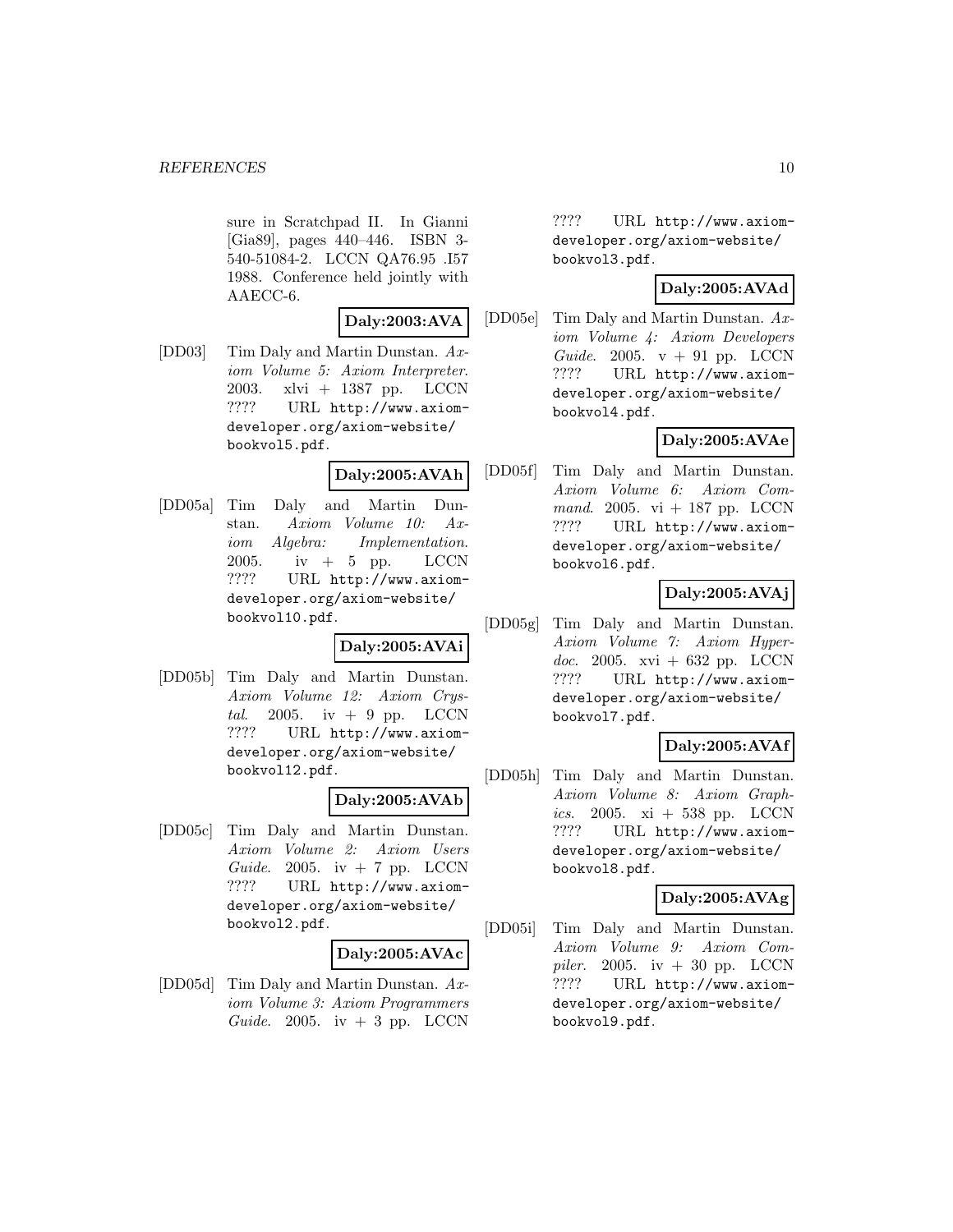sure in Scratchpad II. In Gianni [Gia89], pages 440–446. ISBN 3-540-51084-2. LCCN QA76.95 .I57 1988. Conference held jointly with AAECC-6.

**Daly:2003:AVA**

[DD03] Tim Daly and Martin Dunstan. *Axiom Volume 5: Axiom Interpreter*. 2003. xlvi + 1387 pp. LCCN ???? URL http://www.axiom-developer.org/axiom-website/bookvol5.pdf.

**Daly:2005:AVAh**

[DD05a] Tim Daly and Martin Dunstan. *Axiom Volume 10: Axiom Algebra: Implementation*. 2005. iv + 5 pp. LCCN ???? URL http://www.axiom-developer.org/axiom-website/bookvol10.pdf.

**Daly:2005:AVAi**

[DD05b] Tim Daly and Martin Dunstan. *Axiom Volume 12: Axiom Crystal*. 2005. iv + 9 pp. LCCN ???? URL http://www.axiom-developer.org/axiom-website/bookvol12.pdf.

**Daly:2005:AVAb**

[DD05c] Tim Daly and Martin Dunstan. *Axiom Volume 2: Axiom Users Guide*. 2005. iv + 7 pp. LCCN ???? URL http://www.axiom-developer.org/axiom-website/bookvol2.pdf.

**Daly:2005:AVAc**

[DD05d] Tim Daly and Martin Dunstan. *Axiom Volume 3: Axiom Programmers Guide*. 2005. iv + 3 pp. LCCN ???? URL http://www.axiom-developer.org/axiom-website/bookvol3.pdf.

**Daly:2005:AVAd**

[DD05e] Tim Daly and Martin Dunstan. *Axiom Volume 4: Axiom Developers Guide*. 2005. v + 91 pp. LCCN ???? URL http://www.axiom-developer.org/axiom-website/bookvol4.pdf.

**Daly:2005:AVAe**

[DD05f] Tim Daly and Martin Dunstan. *Axiom Volume 6: Axiom Command*. 2005. vi + 187 pp. LCCN ???? URL http://www.axiom-developer.org/axiom-website/bookvol6.pdf.

**Daly:2005:AVAj**

[DD05g] Tim Daly and Martin Dunstan. *Axiom Volume 7: Axiom Hyperdoc*. 2005. xvi + 632 pp. LCCN ???? URL http://www.axiom-developer.org/axiom-website/bookvol7.pdf.

**Daly:2005:AVAf**

[DD05h] Tim Daly and Martin Dunstan. *Axiom Volume 8: Axiom Graphics*. 2005. xi + 538 pp. LCCN ???? URL http://www.axiom-developer.org/axiom-website/bookvol8.pdf.

**Daly:2005:AVAg**

[DD05i] Tim Daly and Martin Dunstan. *Axiom Volume 9: Axiom Compiler*. 2005. iv + 30 pp. LCCN ???? URL http://www.axiom-developer.org/axiom-website/bookvol9.pdf.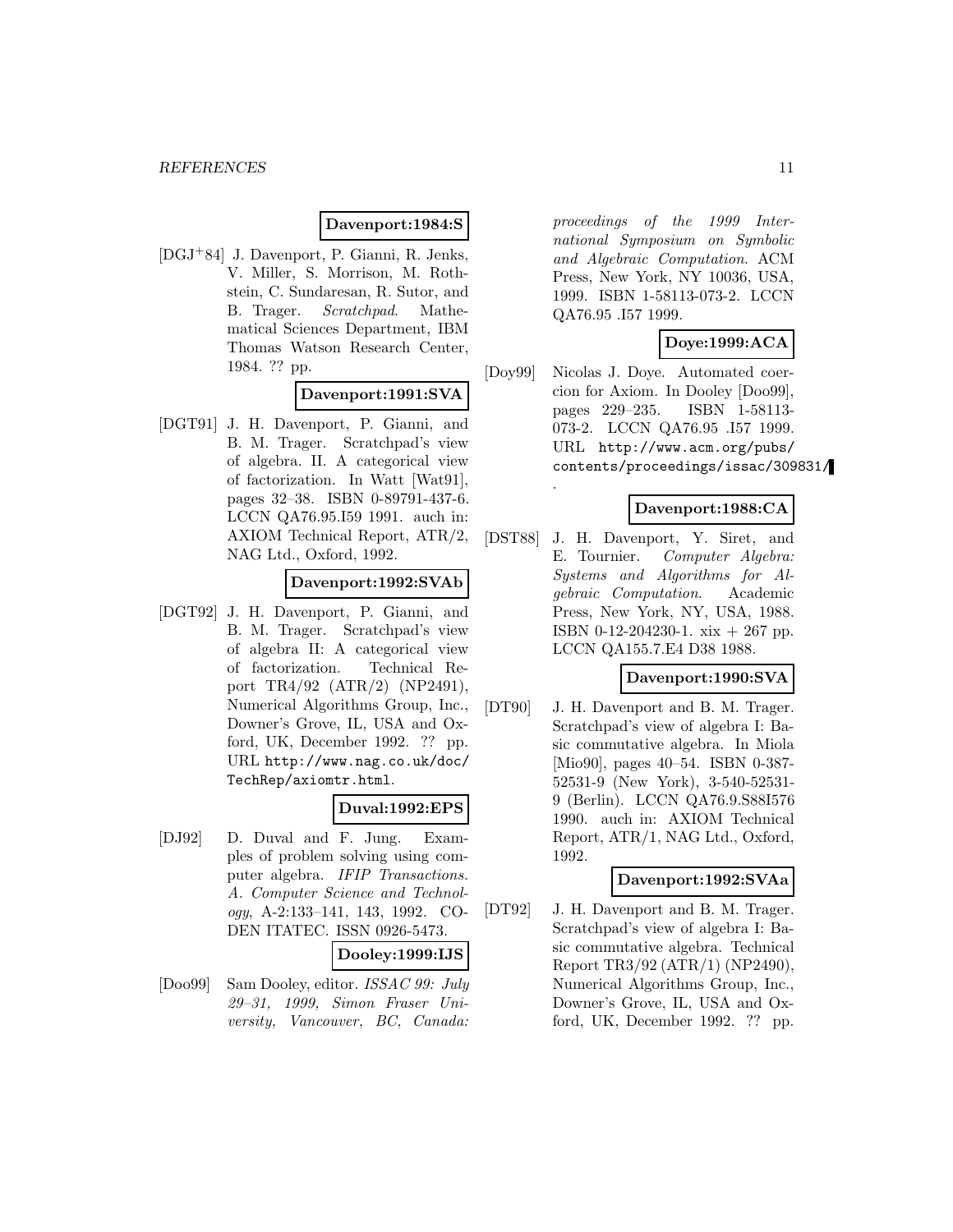**Davenport:1984:S**

[DGJ+84] J. Davenport, P. Gianni, R. Jenks, V. Miller, S. Morrison, M. Rothstein, C. Sundaresan, R. Sutor, and B. Trager. *Scratchpad*. Mathematical Sciences Department, IBM Thomas Watson Research Center, 1984. ?? pp.

**Davenport:1991:SVA**

[DGT91] J. H. Davenport, P. Gianni, and B. M. Trager. Scratchpad's view of algebra. II. A categorical view of factorization. In Watt [Wat91], pages 32–38. ISBN 0-89791-437-6. LCCN QA76.95.I59 1991. auch in: AXIOM Technical Report, ATR/2, NAG Ltd., Oxford, 1992.

**Davenport:1992:SVAb**

[DGT92] J. H. Davenport, P. Gianni, and B. M. Trager. Scratchpad's view of algebra II: A categorical view of factorization. Technical Report TR4/92 (ATR/2) (NP2491), Numerical Algorithms Group, Inc., Downer's Grove, IL, USA and Oxford, UK, December 1992. ?? pp. URL http://www.nag.co.uk/doc/TechRep/axiomtr.html.

**Duval:1992:EPS**

[DJ92] D. Duval and F. Jung. Examples of problem solving using computer algebra. *IFIP Transactions. A. Computer Science and Technology*, A-2:133–141, 143, 1992. CODEN ITATEC. ISSN 0926-5473.

**Dooley:1999:IJS**

[Doo99] Sam Dooley, editor. *ISSAC 99: July 29–31, 1999, Simon Fraser University, Vancouver, BC, Canada: proceedings of the 1999 International Symposium on Symbolic and Algebraic Computation*. ACM Press, New York, NY 10036, USA, 1999. ISBN 1-58113-073-2. LCCN QA76.95 .I57 1999.

**Doye:1999:ACA**

[Doy99] Nicolas J. Doye. Automated coercion for Axiom. In Dooley [Doo99], pages 229–235. ISBN 1-58113-073-2. LCCN QA76.95 .I57 1999. URL http://www.acm.org/pubs/contents/proceedings/issac/309831/.

**Davenport:1988:CA**

[DST88] J. H. Davenport, Y. Siret, and E. Tournier. *Computer Algebra: Systems and Algorithms for Algebraic Computation*. Academic Press, New York, NY, USA, 1988. ISBN 0-12-204230-1. xix + 267 pp. LCCN QA155.7.E4 D38 1988.

**Davenport:1990:SVA**

[DT90] J. H. Davenport and B. M. Trager. Scratchpad's view of algebra I: Basic commutative algebra. In Miola [Mio90], pages 40–54. ISBN 0-387-52531-9 (New York), 3-540-52531-9 (Berlin). LCCN QA76.9.S88I576 1990. auch in: AXIOM Technical Report, ATR/1, NAG Ltd., Oxford, 1992.

**Davenport:1992:SVAa**

[DT92] J. H. Davenport and B. M. Trager. Scratchpad's view of algebra I: Basic commutative algebra. Technical Report TR3/92 (ATR/1) (NP2490), Numerical Algorithms Group, Inc., Downer's Grove, IL, USA and Oxford, UK, December 1992. ?? pp.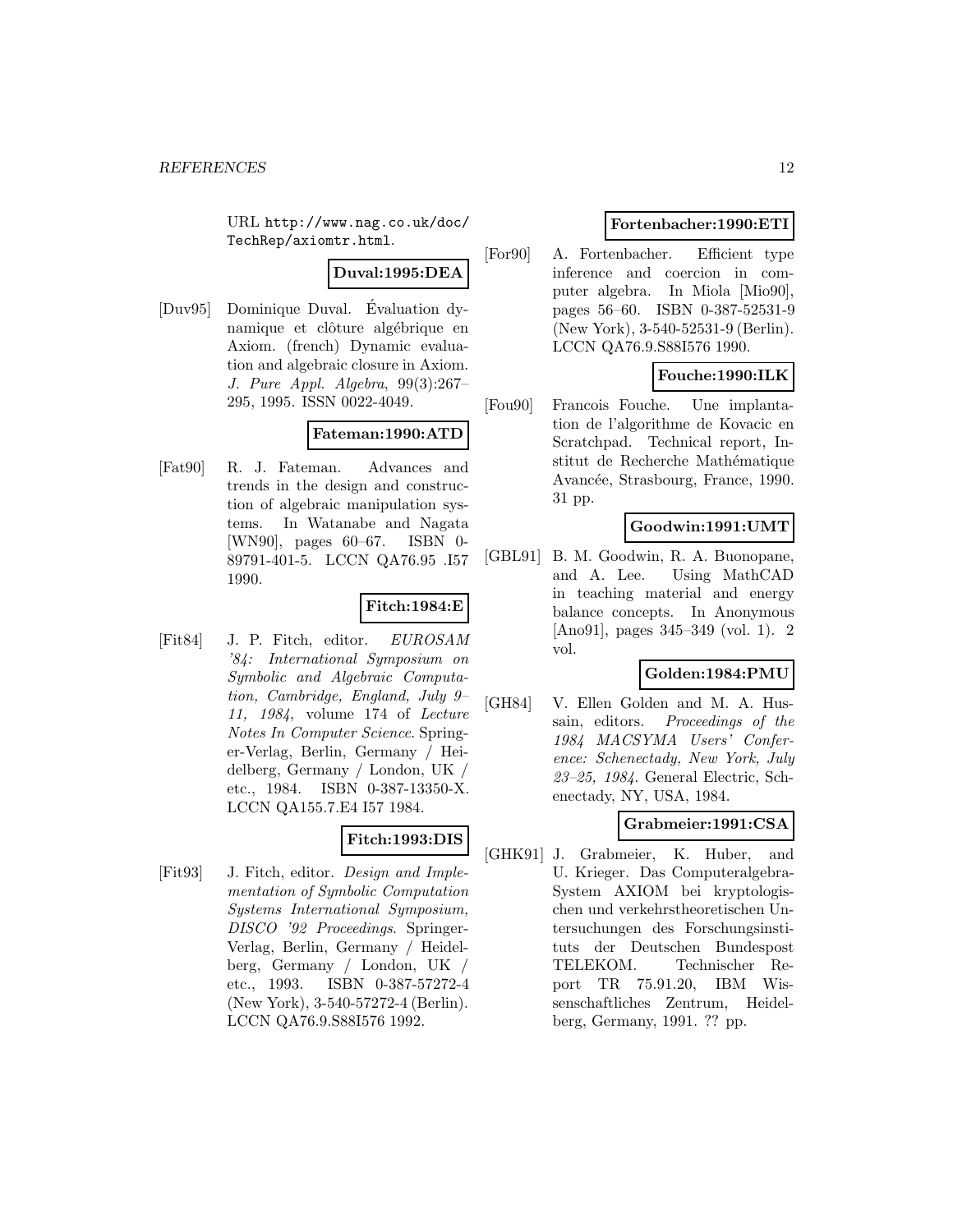URL http://www.nag.co.uk/doc/TechRep/axiomtr.html.

**Duval:1995:DEA**

[Duv95] Dominique Duval. Évaluation dynamique et clôture algébrique en Axiom. (french) Dynamic evaluation and algebraic closure in Axiom. *J. Pure Appl. Algebra*, 99(3):267–295, 1995. ISSN 0022-4049.

**Fateman:1990:ATD**

[Fat90] R. J. Fateman. Advances and trends in the design and construction of algebraic manipulation systems. In Watanabe and Nagata [WN90], pages 60–67. ISBN 0-89791-401-5. LCCN QA76.95 .I57 1990.

**Fitch:1984:E**

[Fit84] J. P. Fitch, editor. *EUROSAM '84: International Symposium on Symbolic and Algebraic Computation, Cambridge, England, July 9–11, 1984*, volume 174 of *Lecture Notes In Computer Science*. Springer-Verlag, Berlin, Germany / Heidelberg, Germany / London, UK / etc., 1984. ISBN 0-387-13350-X. LCCN QA155.7.E4 I57 1984.

**Fitch:1993:DIS**

[Fit93] J. Fitch, editor. *Design and Implementation of Symbolic Computation Systems International Symposium, DISCO '92 Proceedings*. Springer-Verlag, Berlin, Germany / Heidelberg, Germany / London, UK / etc., 1993. ISBN 0-387-57272-4 (New York), 3-540-57272-4 (Berlin). LCCN QA76.9.S88I576 1992.

**Fortenbacher:1990:ETI**

[For90] A. Fortenbacher. Efficient type inference and coercion in computer algebra. In Miola [Mio90], pages 56–60. ISBN 0-387-52531-9 (New York), 3-540-52531-9 (Berlin). LCCN QA76.9.S88I576 1990.

**Fouche:1990:ILK**

[Fou90] Francois Fouche. Une implantation de l'algorithme de Kovacic en Scratchpad. Technical report, Institut de Recherche Mathématique Avancée, Strasbourg, France, 1990. 31 pp.

**Goodwin:1991:UMT**

[GBL91] B. M. Goodwin, R. A. Buonopane, and A. Lee. Using MathCAD in teaching material and energy balance concepts. In Anonymous [Ano91], pages 345–349 (vol. 1). 2 vol.

**Golden:1984:PMU**

[GH84] V. Ellen Golden and M. A. Hussain, editors. *Proceedings of the 1984 MACSYMA Users' Conference: Schenectady, New York, July 23–25, 1984*. General Electric, Schenectady, NY, USA, 1984.

**Grabmeier:1991:CSA**

[GHK91] J. Grabmeier, K. Huber, and U. Krieger. Das Computeralgebra-System AXIOM bei kryptologischen und verkehrstheoretischen Untersuchungen des Forschungsinstituts der Deutschen Bundespost TELEKOM. Technischer Report TR 75.91.20, IBM Wissenschaftliches Zentrum, Heidelberg, Germany, 1991. ?? pp.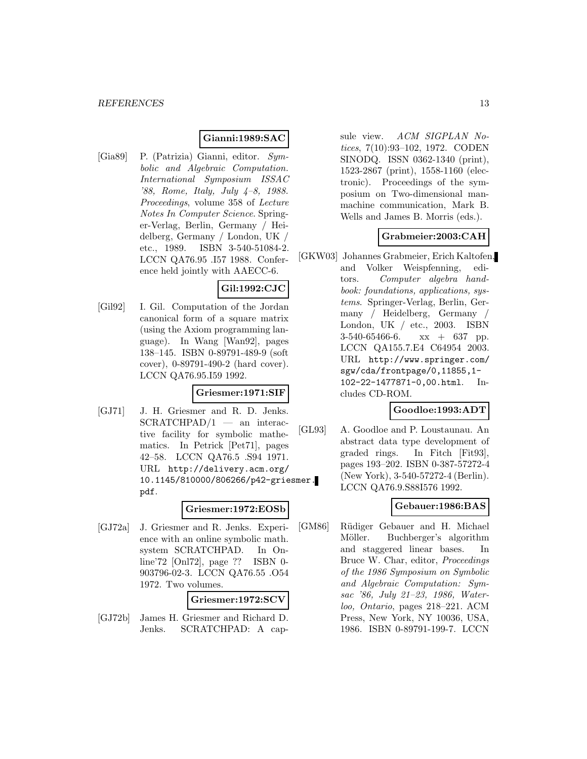**Gianni:1989:SAC**

[Gia89] P. (Patrizia) Gianni, editor. *Symbolic and Algebraic Computation. International Symposium ISSAC '88, Rome, Italy, July 4–8, 1988. Proceedings*, volume 358 of *Lecture Notes In Computer Science*. Springer-Verlag, Berlin, Germany / Heidelberg, Germany / London, UK / etc., 1989. ISBN 3-540-51084-2. LCCN QA76.95 .I57 1988. Conference held jointly with AAECC-6.

**Gil:1992:CJC**

[Gil92] I. Gil. Computation of the Jordan canonical form of a square matrix (using the Axiom programming language). In Wang [Wan92], pages 138–145. ISBN 0-89791-489-9 (soft cover), 0-89791-490-2 (hard cover). LCCN QA76.95.I59 1992.

**Griesmer:1971:SIF**

[GJ71] J. H. Griesmer and R. D. Jenks. SCRATCHPAD/1 — an interactive facility for symbolic mathematics. In Petrick [Pet71], pages 42–58. LCCN QA76.5 .S94 1971. URL `http://delivery.acm.org/10.1145/810000/806266/p42-griesmer.pdf`.

**Griesmer:1972:EOSb**

[GJ72a] J. Griesmer and R. Jenks. Experience with an online symbolic math. system SCRATCHPAD. In Online'72 [Onl72], page ?? ISBN 0-903796-02-3. LCCN QA76.55 .O54 1972. Two volumes.

**Griesmer:1972:SCV**

[GJ72b] James H. Griesmer and Richard D. Jenks. SCRATCHPAD: A capsule view. *ACM SIGPLAN Notices*, 7(10):93–102, 1972. CODEN SINODQ. ISSN 0362-1340 (print), 1523-2867 (print), 1558-1160 (electronic). Proceedings of the symposium on Two-dimensional man-machine communication, Mark B. Wells and James B. Morris (eds.).

**Grabmeier:2003:CAH**

[GKW03] Johannes Grabmeier, Erich Kaltofen, and Volker Weispfenning, editors. *Computer algebra handbook: foundations, applications, systems*. Springer-Verlag, Berlin, Germany / Heidelberg, Germany / London, UK / etc., 2003. ISBN 3-540-65466-6. xx + 637 pp. LCCN QA155.7.E4 C64954 2003. URL `http://www.springer.com/sgw/cda/frontpage/0,11855,1-102-22-1477871-0,00.html`. Includes CD-ROM.

**Goodloe:1993:ADT**

[GL93] A. Goodloe and P. Loustaunau. An abstract data type development of graded rings. In Fitch [Fit93], pages 193–202. ISBN 0-387-57272-4 (New York), 3-540-57272-4 (Berlin). LCCN QA76.9.S88I576 1992.

**Gebauer:1986:BAS**

[GM86] Rüdiger Gebauer and H. Michael Möller. Buchberger's algorithm and staggered linear bases. In Bruce W. Char, editor, *Proceedings of the 1986 Symposium on Symbolic and Algebraic Computation: Symsac '86, July 21–23, 1986, Waterloo, Ontario*, pages 218–221. ACM Press, New York, NY 10036, USA, 1986. ISBN 0-89791-199-7. LCCN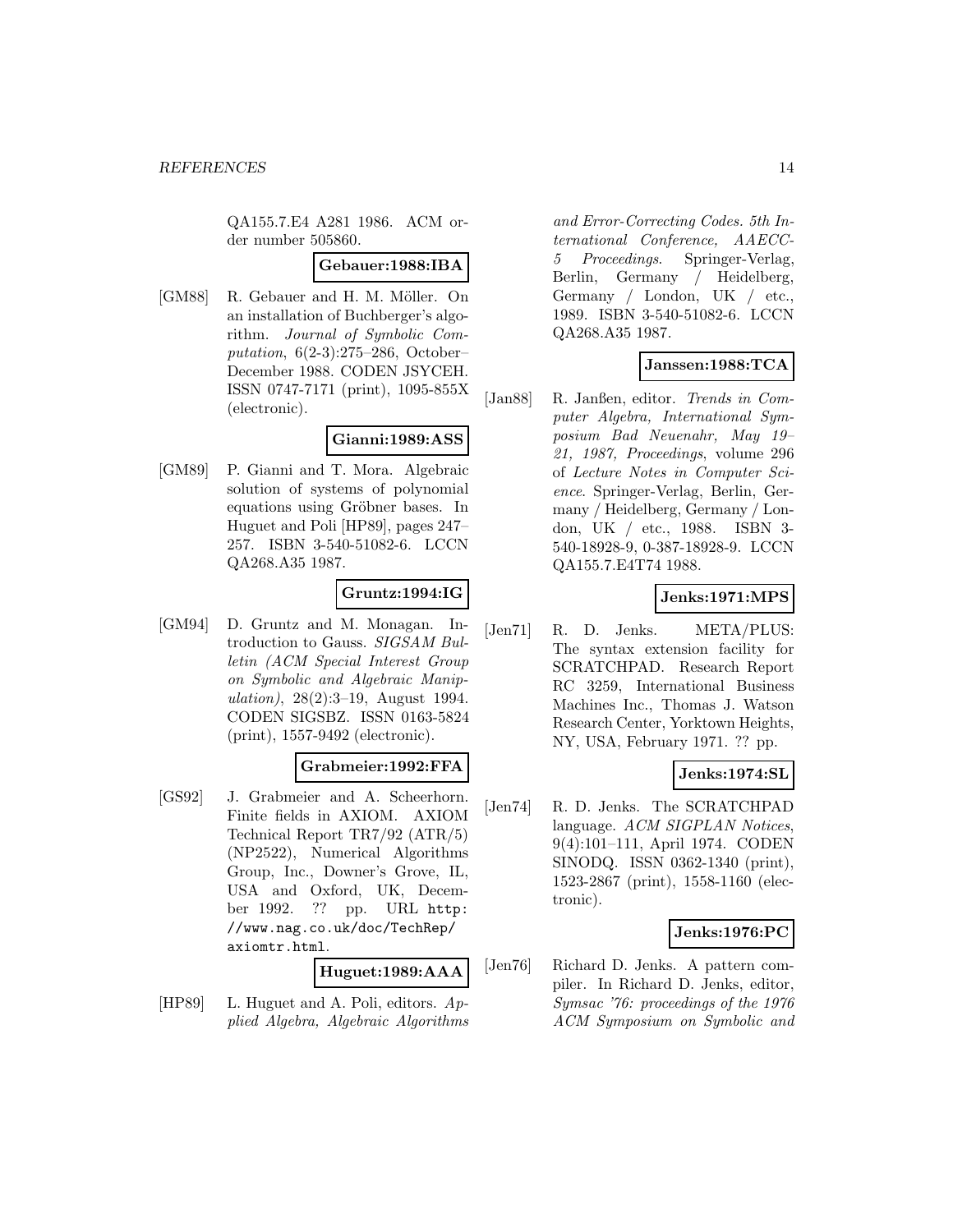QA155.7.E4 A281 1986. ACM order number 505860.

**Gebauer:1988:IBA**

[GM88] R. Gebauer and H. M. Möller. On an installation of Buchberger's algorithm. *Journal of Symbolic Computation*, 6(2-3):275–286, October–December 1988. CODEN JSYCEH. ISSN 0747-7171 (print), 1095-855X (electronic).

**Gianni:1989:ASS**

[GM89] P. Gianni and T. Mora. Algebraic solution of systems of polynomial equations using Gröbner bases. In Huguet and Poli [HP89], pages 247–257. ISBN 3-540-51082-6. LCCN QA268.A35 1987.

**Gruntz:1994:IG**

[GM94] D. Gruntz and M. Monagan. Introduction to Gauss. *SIGSAM Bulletin (ACM Special Interest Group on Symbolic and Algebraic Manipulation)*, 28(2):3–19, August 1994. CODEN SIGSBZ. ISSN 0163-5824 (print), 1557-9492 (electronic).

**Grabmeier:1992:FFA**

[GS92] J. Grabmeier and A. Scheerhorn. Finite fields in AXIOM. AXIOM Technical Report TR7/92 (ATR/5) (NP2522), Numerical Algorithms Group, Inc., Downer's Grove, IL, USA and Oxford, UK, December 1992. ?? pp. URL `http://www.nag.co.uk/doc/TechRep/axiomtr.html`.

**Huguet:1989:AAA**

[HP89] L. Huguet and A. Poli, editors. *Applied Algebra, Algebraic Algorithms and Error-Correcting Codes. 5th International Conference, AAECC-5 Proceedings*. Springer-Verlag, Berlin, Germany / Heidelberg, Germany / London, UK / etc., 1989. ISBN 3-540-51082-6. LCCN QA268.A35 1987.

**Janssen:1988:TCA**

[Jan88] R. Janßen, editor. *Trends in Computer Algebra, International Symposium Bad Neuenahr, May 19–21, 1987, Proceedings*, volume 296 of *Lecture Notes in Computer Science*. Springer-Verlag, Berlin, Germany / Heidelberg, Germany / London, UK / etc., 1988. ISBN 3-540-18928-9, 0-387-18928-9. LCCN QA155.7.E4T74 1988.

**Jenks:1971:MPS**

[Jen71] R. D. Jenks. META/PLUS: The syntax extension facility for SCRATCHPAD. Research Report RC 3259, International Business Machines Inc., Thomas J. Watson Research Center, Yorktown Heights, NY, USA, February 1971. ?? pp.

**Jenks:1974:SL**

[Jen74] R. D. Jenks. The SCRATCHPAD language. *ACM SIGPLAN Notices*, 9(4):101–111, April 1974. CODEN SINODQ. ISSN 0362-1340 (print), 1523-2867 (print), 1558-1160 (electronic).

**Jenks:1976:PC**

[Jen76] Richard D. Jenks. A pattern compiler. In Richard D. Jenks, editor, *Symsac '76: proceedings of the 1976 ACM Symposium on Symbolic and*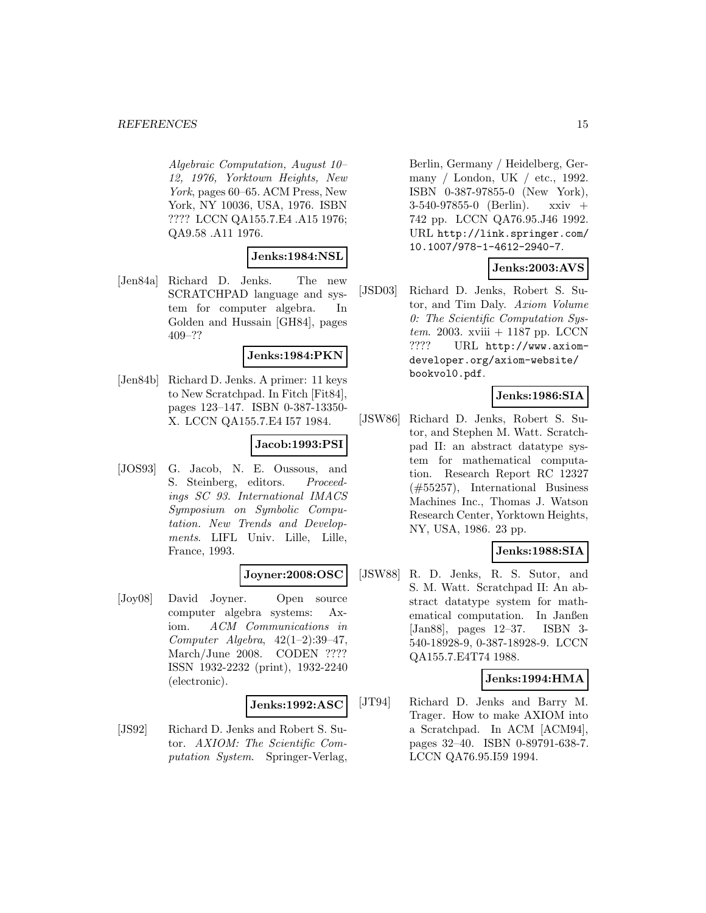*Algebraic Computation, August 10–12, 1976, Yorktown Heights, New York*, pages 60–65. ACM Press, New York, NY 10036, USA, 1976. ISBN ???? LCCN QA155.7.E4 .A15 1976; QA9.58 .A11 1976.

**Jenks:1984:NSL**

[Jen84a] Richard D. Jenks. The new SCRATCHPAD language and system for computer algebra. In Golden and Hussain [GH84], pages 409–??

**Jenks:1984:PKN**

[Jen84b] Richard D. Jenks. A primer: 11 keys to New Scratchpad. In Fitch [Fit84], pages 123–147. ISBN 0-387-13350-X. LCCN QA155.7.E4 I57 1984.

**Jacob:1993:PSI**

[JOS93] G. Jacob, N. E. Oussous, and S. Steinberg, editors. *Proceedings SC 93. International IMACS Symposium on Symbolic Computation. New Trends and Developments*. LIFL Univ. Lille, Lille, France, 1993.

**Joyner:2008:OSC**

[Joy08] David Joyner. Open source computer algebra systems: Axiom. *ACM Communications in Computer Algebra*, 42(1–2):39–47, March/June 2008. CODEN ???? ISSN 1932-2232 (print), 1932-2240 (electronic).

**Jenks:1992:ASC**

[JS92] Richard D. Jenks and Robert S. Sutor. *AXIOM: The Scientific Computation System*. Springer-Verlag, Berlin, Germany / Heidelberg, Germany / London, UK / etc., 1992. ISBN 0-387-97855-0 (New York), 3-540-97855-0 (Berlin). xxiv + 742 pp. LCCN QA76.95.J46 1992. URL http://link.springer.com/10.1007/978-1-4612-2940-7.

**Jenks:2003:AVS**

[JSD03] Richard D. Jenks, Robert S. Sutor, and Tim Daly. *Axiom Volume 0: The Scientific Computation System*. 2003. xviii + 1187 pp. LCCN ???? URL http://www.axiom-developer.org/axiom-website/bookvol0.pdf.

**Jenks:1986:SIA**

[JSW86] Richard D. Jenks, Robert S. Sutor, and Stephen M. Watt. Scratchpad II: an abstract datatype system for mathematical computation. Research Report RC 12327 (#55257), International Business Machines Inc., Thomas J. Watson Research Center, Yorktown Heights, NY, USA, 1986. 23 pp.

**Jenks:1988:SIA**

[JSW88] R. D. Jenks, R. S. Sutor, and S. M. Watt. Scratchpad II: An abstract datatype system for mathematical computation. In Janßen [Jan88], pages 12–37. ISBN 3-540-18928-9, 0-387-18928-9. LCCN QA155.7.E4T74 1988.

**Jenks:1994:HMA**

[JT94] Richard D. Jenks and Barry M. Trager. How to make AXIOM into a Scratchpad. In ACM [ACM94], pages 32–40. ISBN 0-89791-638-7. LCCN QA76.95.I59 1994.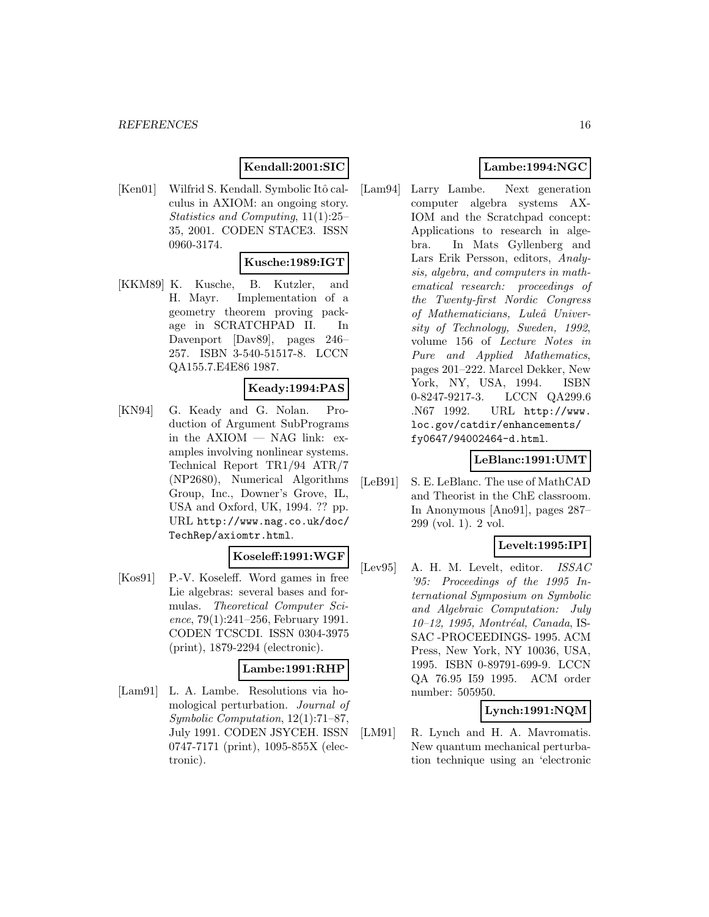**Kendall:2001:SIC**

[Ken01] Wilfrid S. Kendall. Symbolic Itô calculus in AXIOM: an ongoing story. *Statistics and Computing*, 11(1):25–35, 2001. CODEN STACE3. ISSN 0960-3174.

**Kusche:1989:IGT**

[KKM89] K. Kusche, B. Kutzler, and H. Mayr. Implementation of a geometry theorem proving package in SCRATCHPAD II. In Davenport [Dav89], pages 246–257. ISBN 3-540-51517-8. LCCN QA155.7.E4E86 1987.

**Keady:1994:PAS**

[KN94] G. Keady and G. Nolan. Production of Argument SubPrograms in the AXIOM — NAG link: examples involving nonlinear systems. Technical Report TR1/94 ATR/7 (NP2680), Numerical Algorithms Group, Inc., Downer's Grove, IL, USA and Oxford, UK, 1994. ?? pp. URL http://www.nag.co.uk/doc/TechRep/axiomtr.html.

**Koseleff:1991:WGF**

[Kos91] P.-V. Koseleff. Word games in free Lie algebras: several bases and formulas. *Theoretical Computer Science*, 79(1):241–256, February 1991. CODEN TCSCDI. ISSN 0304-3975 (print), 1879-2294 (electronic).

**Lambe:1991:RHP**

[Lam91] L. A. Lambe. Resolutions via homological perturbation. *Journal of Symbolic Computation*, 12(1):71–87, July 1991. CODEN JSYCEH. ISSN 0747-7171 (print), 1095-855X (electronic).

**Lambe:1994:NGC**

[Lam94] Larry Lambe. Next generation computer algebra systems AXIOM and the Scratchpad concept: Applications to research in algebra. In Mats Gyllenberg and Lars Erik Persson, editors, *Analysis, algebra, and computers in mathematical research: proceedings of the Twenty-first Nordic Congress of Mathematicians, Luleå University of Technology, Sweden, 1992*, volume 156 of *Lecture Notes in Pure and Applied Mathematics*, pages 201–222. Marcel Dekker, New York, NY, USA, 1994. ISBN 0-8247-9217-3. LCCN QA299.6 .N67 1992. URL http://www.loc.gov/catdir/enhancements/fy0647/94002464-d.html.

**LeBlanc:1991:UMT**

[LeB91] S. E. LeBlanc. The use of MathCAD and Theorist in the ChE classroom. In Anonymous [Ano91], pages 287–299 (vol. 1). 2 vol.

**Levelt:1995:IPI**

[Lev95] A. H. M. Levelt, editor. *ISSAC '95: Proceedings of the 1995 International Symposium on Symbolic and Algebraic Computation: July 10–12, 1995, Montréal, Canada*, ISSAC -PROCEEDINGS- 1995. ACM Press, New York, NY 10036, USA, 1995. ISBN 0-89791-699-9. LCCN QA 76.95 I59 1995. ACM order number: 505950.

**Lynch:1991:NQM**

[LM91] R. Lynch and H. A. Mavromatis. New quantum mechanical perturbation technique using an 'electronic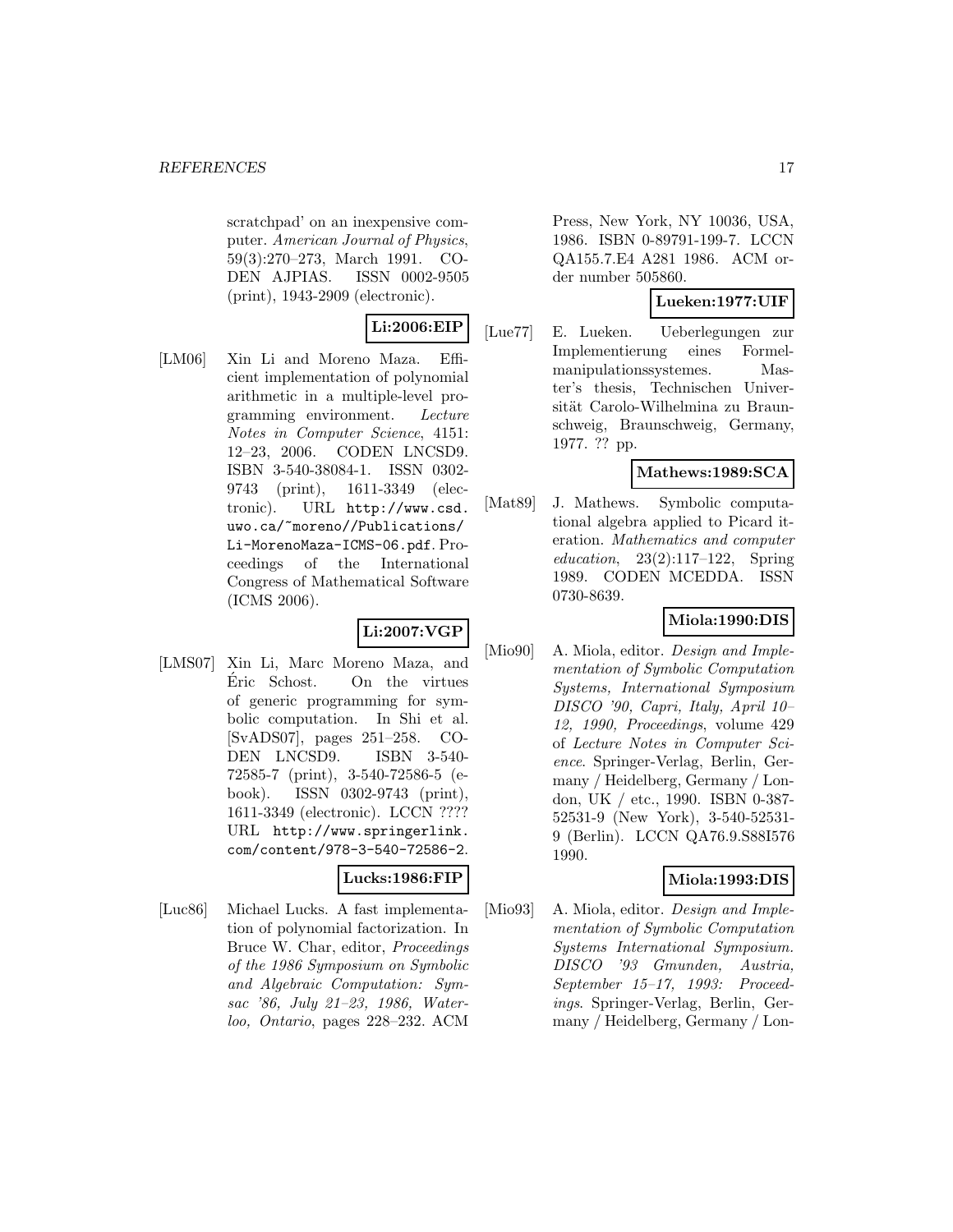scratchpad' on an inexpensive computer. *American Journal of Physics*, 59(3):270–273, March 1991. CODEN AJPIAS. ISSN 0002-9505 (print), 1943-2909 (electronic).

**Li:2006:EIP**

[LM06] Xin Li and Moreno Maza. Efficient implementation of polynomial arithmetic in a multiple-level programming environment. *Lecture Notes in Computer Science*, 4151: 12–23, 2006. CODEN LNCSD9. ISBN 3-540-38084-1. ISSN 0302-9743 (print), 1611-3349 (electronic). URL http://www.csd.uwo.ca/~moreno//Publications/Li-MorenoMaza-ICMS-06.pdf. Proceedings of the International Congress of Mathematical Software (ICMS 2006).

**Li:2007:VGP**

[LMS07] Xin Li, Marc Moreno Maza, and Éric Schost. On the virtues of generic programming for symbolic computation. In Shi et al. [SvADS07], pages 251–258. CODEN LNCSD9. ISBN 3-540-72585-7 (print), 3-540-72586-5 (e-book). ISSN 0302-9743 (print), 1611-3349 (electronic). LCCN ???? URL http://www.springerlink.com/content/978-3-540-72586-2.

**Lucks:1986:FIP**

[Luc86] Michael Lucks. A fast implementation of polynomial factorization. In Bruce W. Char, editor, *Proceedings of the 1986 Symposium on Symbolic and Algebraic Computation: Symsac '86, July 21–23, 1986, Waterloo, Ontario*, pages 228–232. ACM Press, New York, NY 10036, USA, 1986. ISBN 0-89791-199-7. LCCN QA155.7.E4 A281 1986. ACM order number 505860.

**Lueken:1977:UIF**

[Lue77] E. Lueken. Ueberlegungen zur Implementierung eines Formelmanipulationssystemes. Master's thesis, Technischen Universität Carolo-Wilhelmina zu Braunschweig, Braunschweig, Germany, 1977. ?? pp.

**Mathews:1989:SCA**

[Mat89] J. Mathews. Symbolic computational algebra applied to Picard iteration. *Mathematics and computer education*, 23(2):117–122, Spring 1989. CODEN MCEDDA. ISSN 0730-8639.

**Miola:1990:DIS**

[Mio90] A. Miola, editor. *Design and Implementation of Symbolic Computation Systems, International Symposium DISCO '90, Capri, Italy, April 10–12, 1990, Proceedings*, volume 429 of *Lecture Notes in Computer Science*. Springer-Verlag, Berlin, Germany / Heidelberg, Germany / London, UK / etc., 1990. ISBN 0-387-52531-9 (New York), 3-540-52531-9 (Berlin). LCCN QA76.9.S88I576 1990.

**Miola:1993:DIS**

[Mio93] A. Miola, editor. *Design and Implementation of Symbolic Computation Systems International Symposium. DISCO '93 Gmunden, Austria, September 15–17, 1993: Proceedings*. Springer-Verlag, Berlin, Germany / Heidelberg, Germany / Lon-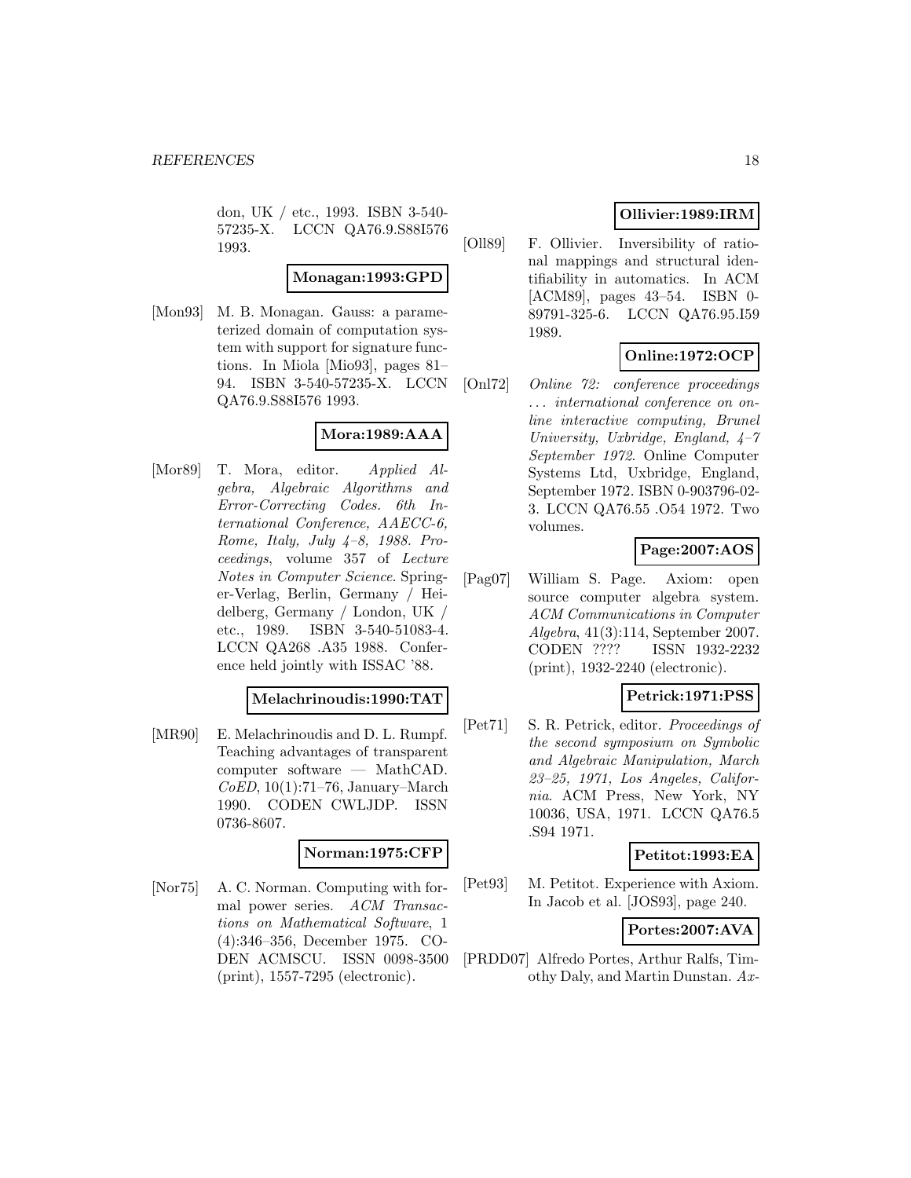don, UK / etc., 1993. ISBN 3-540-57235-X. LCCN QA76.9.S88I576 1993.

**Monagan:1993:GPD**

[Mon93] M. B. Monagan. Gauss: a parameterized domain of computation system with support for signature functions. In Miola [Mio93], pages 81–94. ISBN 3-540-57235-X. LCCN QA76.9.S88I576 1993.

**Mora:1989:AAA**

[Mor89] T. Mora, editor. *Applied Algebra, Algebraic Algorithms and Error-Correcting Codes. 6th International Conference, AAECC-6, Rome, Italy, July 4–8, 1988. Proceedings*, volume 357 of *Lecture Notes in Computer Science*. Springer-Verlag, Berlin, Germany / Heidelberg, Germany / London, UK / etc., 1989. ISBN 3-540-51083-4. LCCN QA268 .A35 1988. Conference held jointly with ISSAC '88.

**Melachrinoudis:1990:TAT**

[MR90] E. Melachrinoudis and D. L. Rumpf. Teaching advantages of transparent computer software — MathCAD. *CoED*, 10(1):71–76, January–March 1990. CODEN CWLJDP. ISSN 0736-8607.

**Norman:1975:CFP**

[Nor75] A. C. Norman. Computing with formal power series. *ACM Transactions on Mathematical Software*, 1 (4):346–356, December 1975. CODEN ACMSCU. ISSN 0098-3500 (print), 1557-7295 (electronic).

**Ollivier:1989:IRM**

[Oll89] F. Ollivier. Inversibility of rational mappings and structural identifiability in automatics. In ACM [ACM89], pages 43–54. ISBN 0-89791-325-6. LCCN QA76.95.I59 1989.

**Online:1972:OCP**

[Onl72] *Online 72: conference proceedings ... international conference on online interactive computing, Brunel University, Uxbridge, England, 4–7 September 1972*. Online Computer Systems Ltd, Uxbridge, England, September 1972. ISBN 0-903796-02-3. LCCN QA76.55 .O54 1972. Two volumes.

**Page:2007:AOS**

[Pag07] William S. Page. Axiom: open source computer algebra system. *ACM Communications in Computer Algebra*, 41(3):114, September 2007. CODEN ???? ISSN 1932-2232 (print), 1932-2240 (electronic).

**Petrick:1971:PSS**

[Pet71] S. R. Petrick, editor. *Proceedings of the second symposium on Symbolic and Algebraic Manipulation, March 23–25, 1971, Los Angeles, California*. ACM Press, New York, NY 10036, USA, 1971. LCCN QA76.5 .S94 1971.

**Petitot:1993:EA**

[Pet93] M. Petitot. Experience with Axiom. In Jacob et al. [JOS93], page 240.

**Portes:2007:AVA**

[PRDD07] Alfredo Portes, Arthur Ralfs, Timothy Daly, and Martin Dunstan. *Ax-*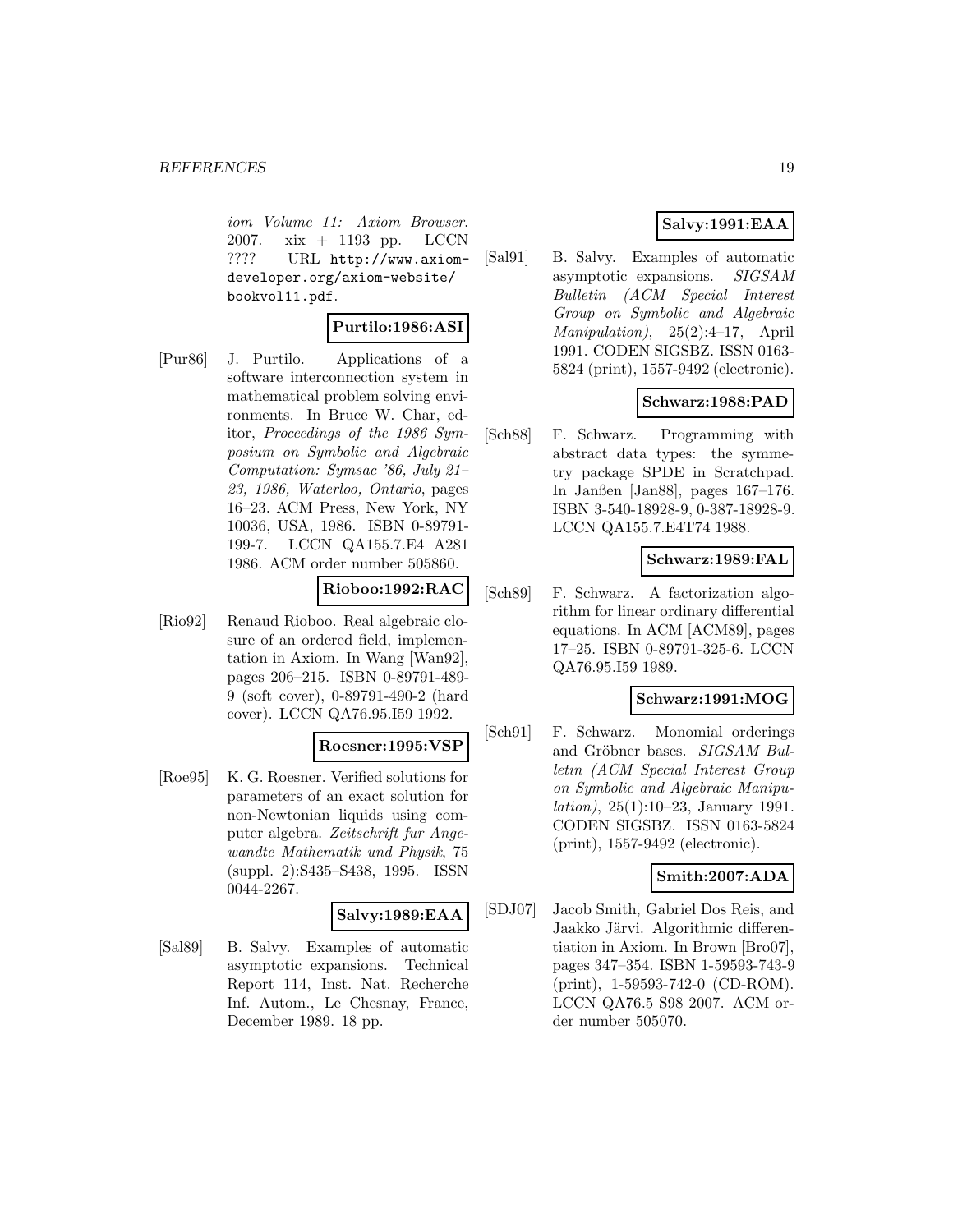*iom Volume 11: Axiom Browser*. 2007. xix + 1193 pp. LCCN ???? URL http://www.axiom-developer.org/axiom-website/bookvol11.pdf.

**Purtilo:1986:ASI**

[Pur86] J. Purtilo. Applications of a software interconnection system in mathematical problem solving environments. In Bruce W. Char, editor, *Proceedings of the 1986 Symposium on Symbolic and Algebraic Computation: Symsac '86, July 21–23, 1986, Waterloo, Ontario*, pages 16–23. ACM Press, New York, NY 10036, USA, 1986. ISBN 0-89791-199-7. LCCN QA155.7.E4 A281 1986. ACM order number 505860.

**Rioboo:1992:RAC**

[Rio92] Renaud Rioboo. Real algebraic closure of an ordered field, implementation in Axiom. In Wang [Wan92], pages 206–215. ISBN 0-89791-489-9 (soft cover), 0-89791-490-2 (hard cover). LCCN QA76.95.I59 1992.

**Roesner:1995:VSP**

[Roe95] K. G. Roesner. Verified solutions for parameters of an exact solution for non-Newtonian liquids using computer algebra. *Zeitschrift fur Angewandte Mathematik und Physik*, 75 (suppl. 2):S435–S438, 1995. ISSN 0044-2267.

**Salvy:1989:EAA**

[Sal89] B. Salvy. Examples of automatic asymptotic expansions. Technical Report 114, Inst. Nat. Recherche Inf. Autom., Le Chesnay, France, December 1989. 18 pp.

**Salvy:1991:EAA**

[Sal91] B. Salvy. Examples of automatic asymptotic expansions. *SIGSAM Bulletin (ACM Special Interest Group on Symbolic and Algebraic Manipulation)*, 25(2):4–17, April 1991. CODEN SIGSBZ. ISSN 0163-5824 (print), 1557-9492 (electronic).

**Schwarz:1988:PAD**

[Sch88] F. Schwarz. Programming with abstract data types: the symmetry package SPDE in Scratchpad. In Janßen [Jan88], pages 167–176. ISBN 3-540-18928-9, 0-387-18928-9. LCCN QA155.7.E4T74 1988.

**Schwarz:1989:FAL**

[Sch89] F. Schwarz. A factorization algorithm for linear ordinary differential equations. In ACM [ACM89], pages 17–25. ISBN 0-89791-325-6. LCCN QA76.95.I59 1989.

**Schwarz:1991:MOG**

[Sch91] F. Schwarz. Monomial orderings and Gröbner bases. *SIGSAM Bulletin (ACM Special Interest Group on Symbolic and Algebraic Manipulation)*, 25(1):10–23, January 1991. CODEN SIGSBZ. ISSN 0163-5824 (print), 1557-9492 (electronic).

**Smith:2007:ADA**

[SDJ07] Jacob Smith, Gabriel Dos Reis, and Jaakko Järvi. Algorithmic differentiation in Axiom. In Brown [Bro07], pages 347–354. ISBN 1-59593-743-9 (print), 1-59593-742-0 (CD-ROM). LCCN QA76.5 S98 2007. ACM order number 505070.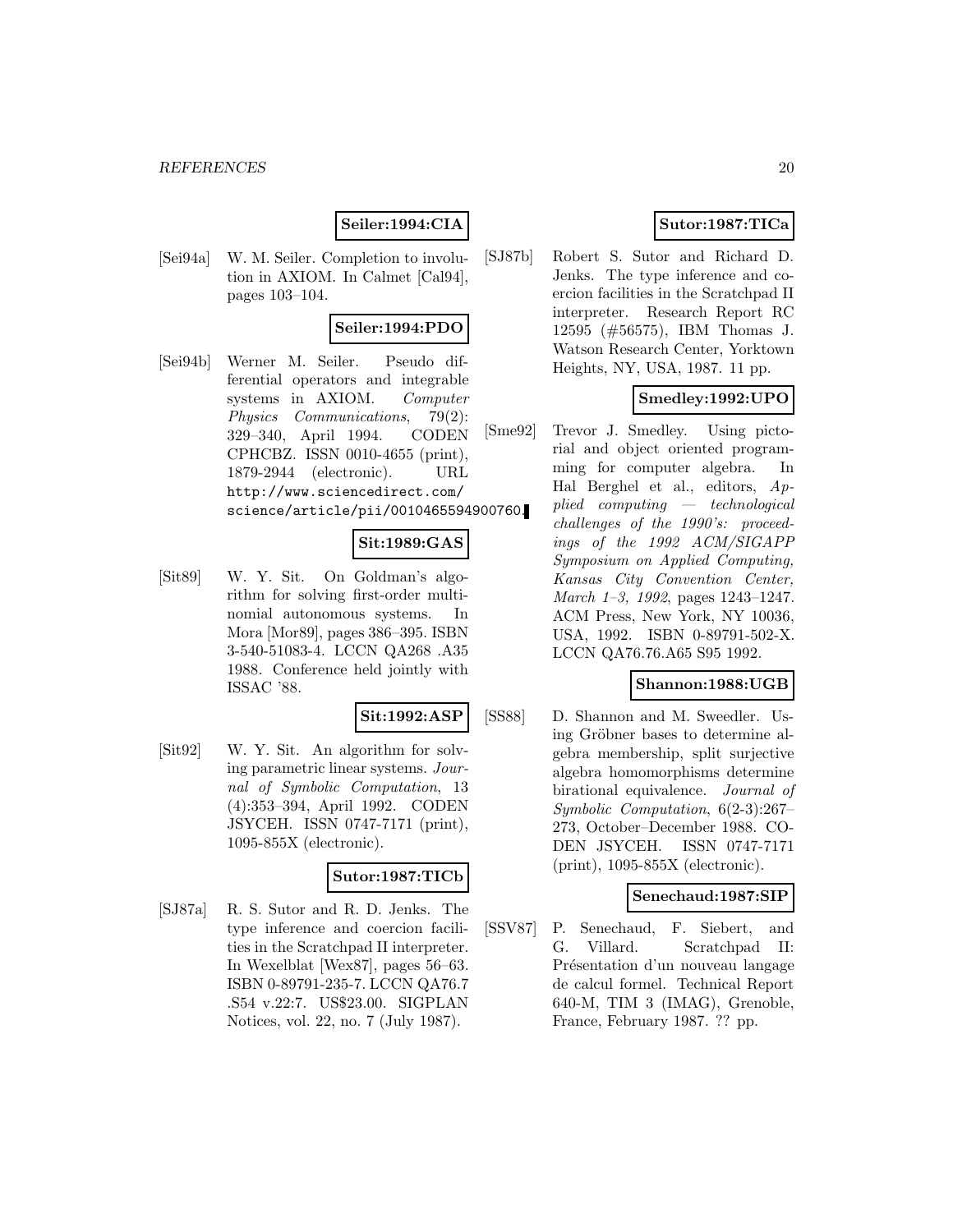**Seiler:1994:CIA**

[Sei94a] W. M. Seiler. Completion to involution in AXIOM. In Calmet [Cal94], pages 103–104.

**Seiler:1994:PDO**

[Sei94b] Werner M. Seiler. Pseudo differential operators and integrable systems in AXIOM. *Computer Physics Communications*, 79(2): 329–340, April 1994. CODEN CPHCBZ. ISSN 0010-4655 (print), 1879-2944 (electronic). URL http://www.sciencedirect.com/science/article/pii/0010465594900760.

**Sit:1989:GAS**

[Sit89] W. Y. Sit. On Goldman's algorithm for solving first-order multinomial autonomous systems. In Mora [Mor89], pages 386–395. ISBN 3-540-51083-4. LCCN QA268 .A35 1988. Conference held jointly with ISSAC '88.

**Sit:1992:ASP**

[Sit92] W. Y. Sit. An algorithm for solving parametric linear systems. *Journal of Symbolic Computation*, 13 (4):353–394, April 1992. CODEN JSYCEH. ISSN 0747-7171 (print), 1095-855X (electronic).

**Sutor:1987:TICb**

[SJ87a] R. S. Sutor and R. D. Jenks. The type inference and coercion facilities in the Scratchpad II interpreter. In Wexelblat [Wex87], pages 56–63. ISBN 0-89791-235-7. LCCN QA76.7 .S54 v.22:7. US$23.00. SIGPLAN Notices, vol. 22, no. 7 (July 1987).

**Sutor:1987:TICa**

[SJ87b] Robert S. Sutor and Richard D. Jenks. The type inference and coercion facilities in the Scratchpad II interpreter. Research Report RC 12595 (#56575), IBM Thomas J. Watson Research Center, Yorktown Heights, NY, USA, 1987. 11 pp.

**Smedley:1992:UPO**

[Sme92] Trevor J. Smedley. Using pictorial and object oriented programming for computer algebra. In Hal Berghel et al., editors, *Applied computing — technological challenges of the 1990's: proceedings of the 1992 ACM/SIGAPP Symposium on Applied Computing, Kansas City Convention Center, March 1–3, 1992*, pages 1243–1247. ACM Press, New York, NY 10036, USA, 1992. ISBN 0-89791-502-X. LCCN QA76.76.A65 S95 1992.

**Shannon:1988:UGB**

[SS88] D. Shannon and M. Sweedler. Using Gröbner bases to determine algebra membership, split surjective algebra homomorphisms determine birational equivalence. *Journal of Symbolic Computation*, 6(2-3):267–273, October–December 1988. CODEN JSYCEH. ISSN 0747-7171 (print), 1095-855X (electronic).

**Senechaud:1987:SIP**

[SSV87] P. Senechaud, F. Siebert, and G. Villard. Scratchpad II: Présentation d'un nouveau langage de calcul formel. Technical Report 640-M, TIM 3 (IMAG), Grenoble, France, February 1987. ?? pp.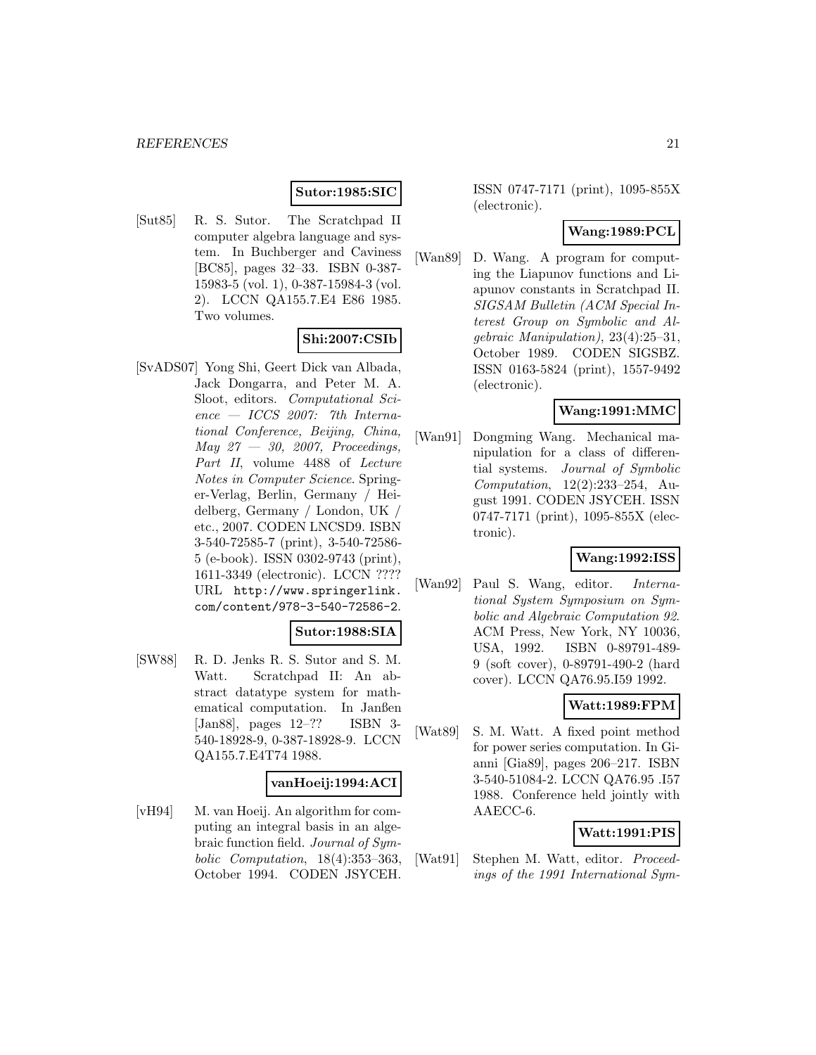**Sutor:1985:SIC**

[Sut85] R. S. Sutor. The Scratchpad II computer algebra language and system. In Buchberger and Caviness [BC85], pages 32–33. ISBN 0-387-15983-5 (vol. 1), 0-387-15984-3 (vol. 2). LCCN QA155.7.E4 E86 1985. Two volumes.

**Shi:2007:CSIb**

[SvADS07] Yong Shi, Geert Dick van Albada, Jack Dongarra, and Peter M. A. Sloot, editors. *Computational Science — ICCS 2007: 7th International Conference, Beijing, China, May 27 — 30, 2007, Proceedings, Part II*, volume 4488 of *Lecture Notes in Computer Science*. Springer-Verlag, Berlin, Germany / Heidelberg, Germany / London, UK / etc., 2007. CODEN LNCSD9. ISBN 3-540-72585-7 (print), 3-540-72586-5 (e-book). ISSN 0302-9743 (print), 1611-3349 (electronic). LCCN ???? URL `http://www.springerlink.com/content/978-3-540-72586-2`.

**Sutor:1988:SIA**

[SW88] R. D. Jenks R. S. Sutor and S. M. Watt. Scratchpad II: An abstract datatype system for mathematical computation. In Janßen [Jan88], pages 12–?? ISBN 3-540-18928-9, 0-387-18928-9. LCCN QA155.7.E4T74 1988.

**vanHoeij:1994:ACI**

[vH94] M. van Hoeij. An algorithm for computing an integral basis in an algebraic function field. *Journal of Symbolic Computation*, 18(4):353–363, October 1994. CODEN JSYCEH. ISSN 0747-7171 (print), 1095-855X (electronic).

**Wang:1989:PCL**

[Wan89] D. Wang. A program for computing the Liapunov functions and Liapunov constants in Scratchpad II. *SIGSAM Bulletin (ACM Special Interest Group on Symbolic and Algebraic Manipulation)*, 23(4):25–31, October 1989. CODEN SIGSBZ. ISSN 0163-5824 (print), 1557-9492 (electronic).

**Wang:1991:MMC**

[Wan91] Dongming Wang. Mechanical manipulation for a class of differential systems. *Journal of Symbolic Computation*, 12(2):233–254, August 1991. CODEN JSYCEH. ISSN 0747-7171 (print), 1095-855X (electronic).

**Wang:1992:ISS**

[Wan92] Paul S. Wang, editor. *International System Symposium on Symbolic and Algebraic Computation 92*. ACM Press, New York, NY 10036, USA, 1992. ISBN 0-89791-489-9 (soft cover), 0-89791-490-2 (hard cover). LCCN QA76.95.I59 1992.

**Watt:1989:FPM**

[Wat89] S. M. Watt. A fixed point method for power series computation. In Gianni [Gia89], pages 206–217. ISBN 3-540-51084-2. LCCN QA76.95 .I57 1988. Conference held jointly with AAECC-6.

**Watt:1991:PIS**

[Wat91] Stephen M. Watt, editor. *Proceedings of the 1991 International Sym-*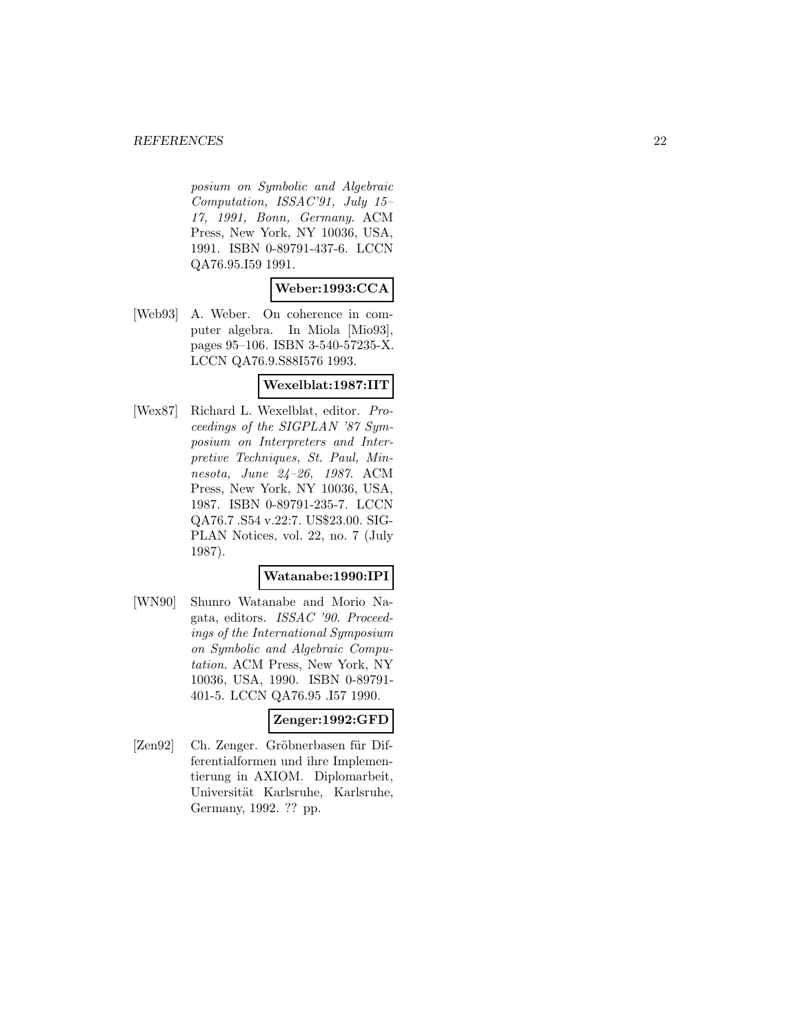*posium on Symbolic and Algebraic Computation, ISSAC'91, July 15–17, 1991, Bonn, Germany*. ACM Press, New York, NY 10036, USA, 1991. ISBN 0-89791-437-6. LCCN QA76.95.I59 1991.

**Weber:1993:CCA**

[Web93] A. Weber. On coherence in computer algebra. In Miola [Mio93], pages 95–106. ISBN 3-540-57235-X. LCCN QA76.9.S88I576 1993.

**Wexelblat:1987:IIT**

[Wex87] Richard L. Wexelblat, editor. *Proceedings of the SIGPLAN '87 Symposium on Interpreters and Interpretive Techniques, St. Paul, Minnesota, June 24–26, 1987*. ACM Press, New York, NY 10036, USA, 1987. ISBN 0-89791-235-7. LCCN QA76.7 .S54 v.22:7. US$23.00. SIGPLAN Notices, vol. 22, no. 7 (July 1987).

**Watanabe:1990:IPI**

[WN90] Shunro Watanabe and Morio Nagata, editors. *ISSAC '90. Proceedings of the International Symposium on Symbolic and Algebraic Computation*. ACM Press, New York, NY 10036, USA, 1990. ISBN 0-89791-401-5. LCCN QA76.95 .I57 1990.

**Zenger:1992:GFD**

[Zen92] Ch. Zenger. Gröbnerbasen für Differentialformen und ihre Implementierung in AXIOM. Diplomarbeit, Universität Karlsruhe, Karlsruhe, Germany, 1992. ?? pp.